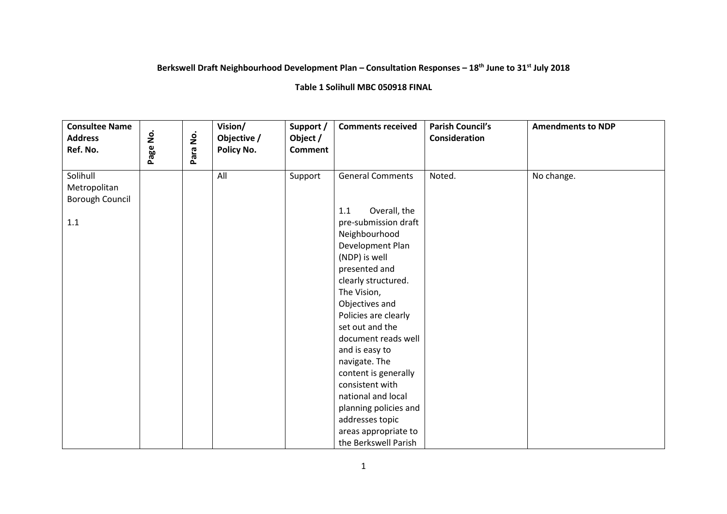**Berkswell Draft Neighbourhood Development Plan – Consultation Responses – 18th June to 31st July 2018**

**Table 1 Solihull MBC 050918 FINAL**

| Consultee Name Address Ref. No. | Page No. | Para No. | Vision/ Objective / Policy No. | Support / Object / Comment | Comments received | Parish Council's Consideration | Amendments to NDP |
|---|---|---|---|---|---|---|---|
| Solihull Metropolitan Borough Council<br><br>1.1 | | | All | Support | General Comments<br><br>1.1 Overall, the pre-submission draft Neighbourhood Development Plan (NDP) is well presented and clearly structured. The Vision, Objectives and Policies are clearly set out and the document reads well and is easy to navigate. The content is generally consistent with national and local planning policies and addresses topic areas appropriate to the Berkswell Parish | Noted. | No change. |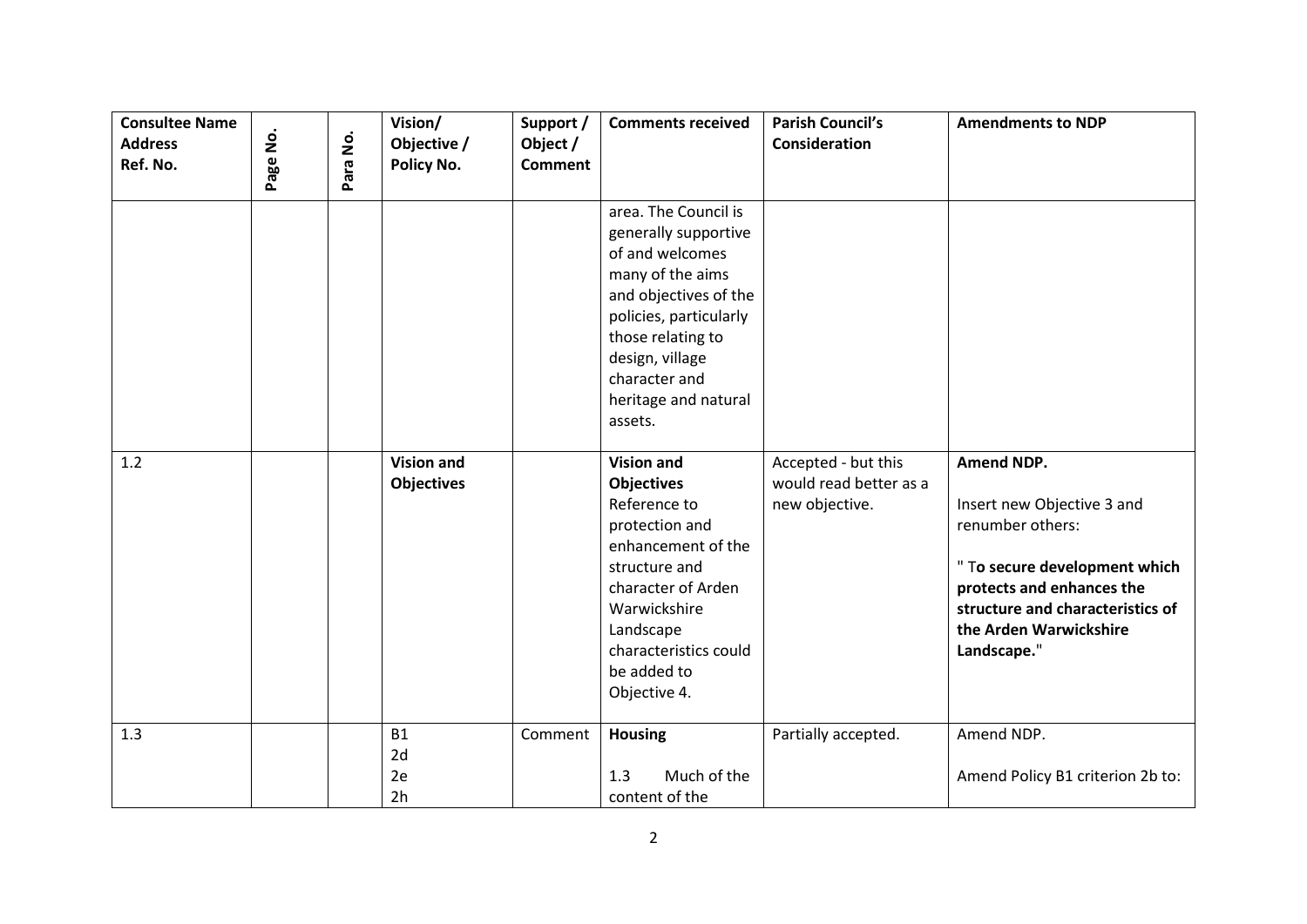| Consultee Name Address Ref. No. | Page No. | Para No. | Vision/ Objective / Policy No. | Support / Object / Comment | Comments received | Parish Council's Consideration | Amendments to NDP |
|---|---|---|---|---|---|---|---|
| | | | | | area. The Council is generally supportive of and welcomes many of the aims and objectives of the policies, particularly those relating to design, village character and heritage and natural assets. | | |
| 1.2 | | | **Vision and Objectives** | | **Vision and Objectives** Reference to protection and enhancement of the structure and character of Arden Warwickshire Landscape characteristics could be added to Objective 4. | Accepted - but this would read better as a new objective. | **Amend NDP.** Insert new Objective 3 and renumber others: " T**o secure development which protects and enhances the structure and characteristics of the Arden Warwickshire Landscape.**" |
| 1.3 | | | B1 2d 2e 2h | Comment | **Housing** 1.3 Much of the content of the | Partially accepted. | Amend NDP. Amend Policy B1 criterion 2b to: |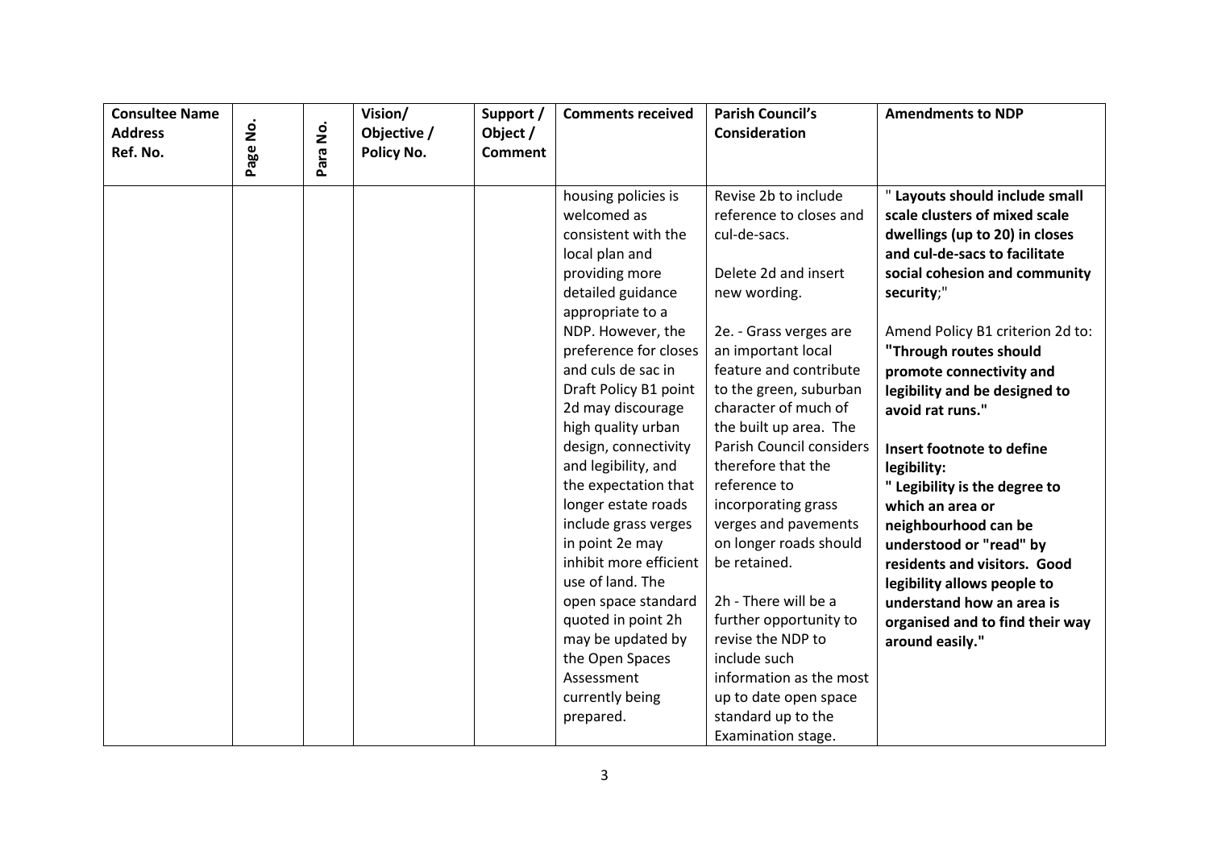| Consultee Name Address Ref. No. | Page No. | Para No. | Vision/ Objective / Policy No. | Support / Object / Comment | Comments received | Parish Council's Consideration | Amendments to NDP |
|---|---|---|---|---|---|---|---|
| | | | | | housing policies is welcomed as consistent with the local plan and providing more detailed guidance appropriate to a NDP. However, the preference for closes and culs de sac in Draft Policy B1 point 2d may discourage high quality urban design, connectivity and legibility, and the expectation that longer estate roads include grass verges in point 2e may inhibit more efficient use of land. The open space standard quoted in point 2h may be updated by the Open Spaces Assessment currently being prepared. | Revise 2b to include reference to closes and cul-de-sacs.<br><br>Delete 2d and insert new wording.<br><br>2e. - Grass verges are an important local feature and contribute to the green, suburban character of much of the built up area. The Parish Council considers therefore that the reference to incorporating grass verges and pavements on longer roads should be retained.<br><br>2h - There will be a further opportunity to revise the NDP to include such information as the most up to date open space standard up to the Examination stage. | " **Layouts should include small scale clusters of mixed scale dwellings (up to 20) in closes and cul-de-sacs to facilitate social cohesion and community security**;"<br><br>Amend Policy B1 criterion 2d to: **"Through routes should promote connectivity and legibility and be designed to avoid rat runs."**<br><br>**Insert footnote to define legibility: " Legibility is the degree to which an area or neighbourhood can be understood or "read" by residents and visitors. Good legibility allows people to understand how an area is organised and to find their way around easily."** |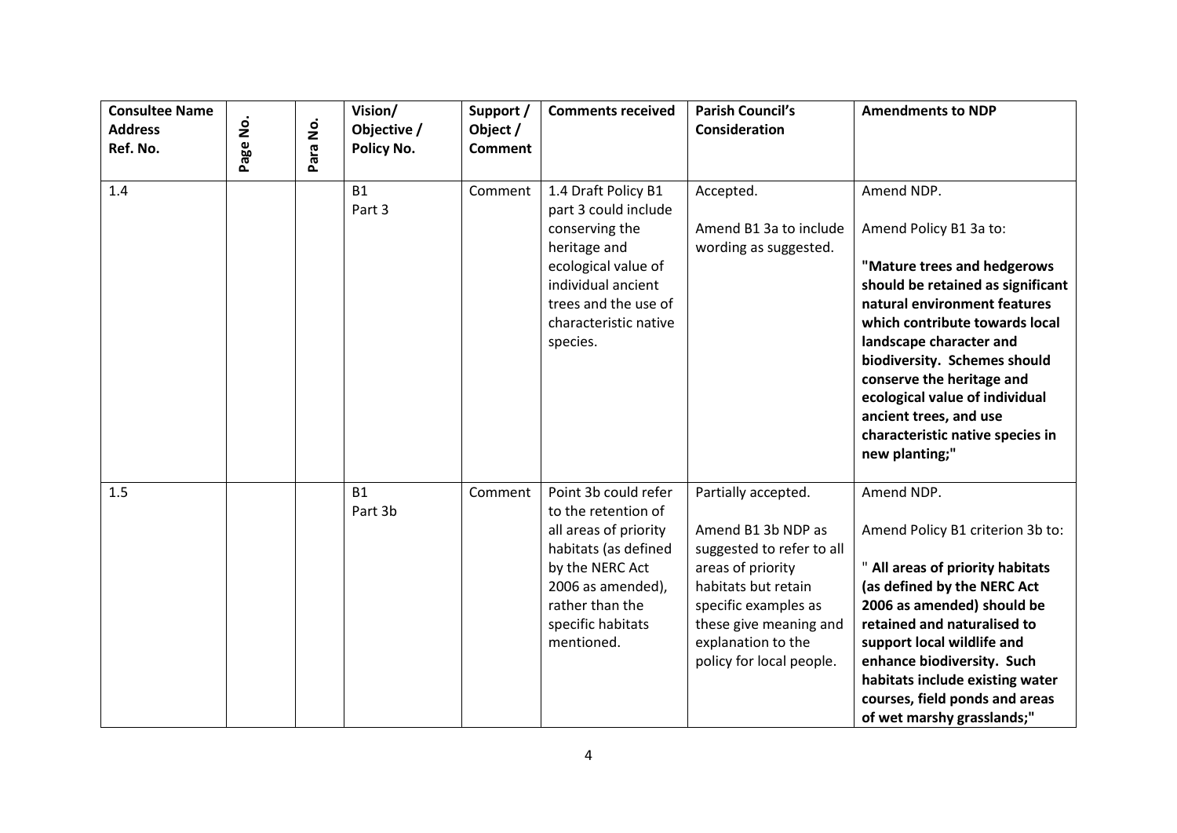| Consultee Name Address Ref. No. | Page No. | Para No. | Vision/ Objective / Policy No. | Support / Object / Comment | Comments received | Parish Council's Consideration | Amendments to NDP |
|---|---|---|---|---|---|---|---|
| 1.4 | | | B1 Part 3 | Comment | 1.4 Draft Policy B1 part 3 could include conserving the heritage and ecological value of individual ancient trees and the use of characteristic native species. | Accepted.<br><br>Amend B1 3a to include wording as suggested. | Amend NDP.<br><br>Amend Policy B1 3a to:<br><br>**"Mature trees and hedgerows should be retained as significant natural environment features which contribute towards local landscape character and biodiversity. Schemes should conserve the heritage and ecological value of individual ancient trees, and use characteristic native species in new planting;"** |
| 1.5 | | | B1 Part 3b | Comment | Point 3b could refer to the retention of all areas of priority habitats (as defined by the NERC Act 2006 as amended), rather than the specific habitats mentioned. | Partially accepted.<br><br>Amend B1 3b NDP as suggested to refer to all areas of priority habitats but retain specific examples as these give meaning and explanation to the policy for local people. | Amend NDP.<br><br>Amend Policy B1 criterion 3b to:<br><br>**" All areas of priority habitats (as defined by the NERC Act 2006 as amended) should be retained and naturalised to support local wildlife and enhance biodiversity. Such habitats include existing water courses, field ponds and areas of wet marshy grasslands;"** |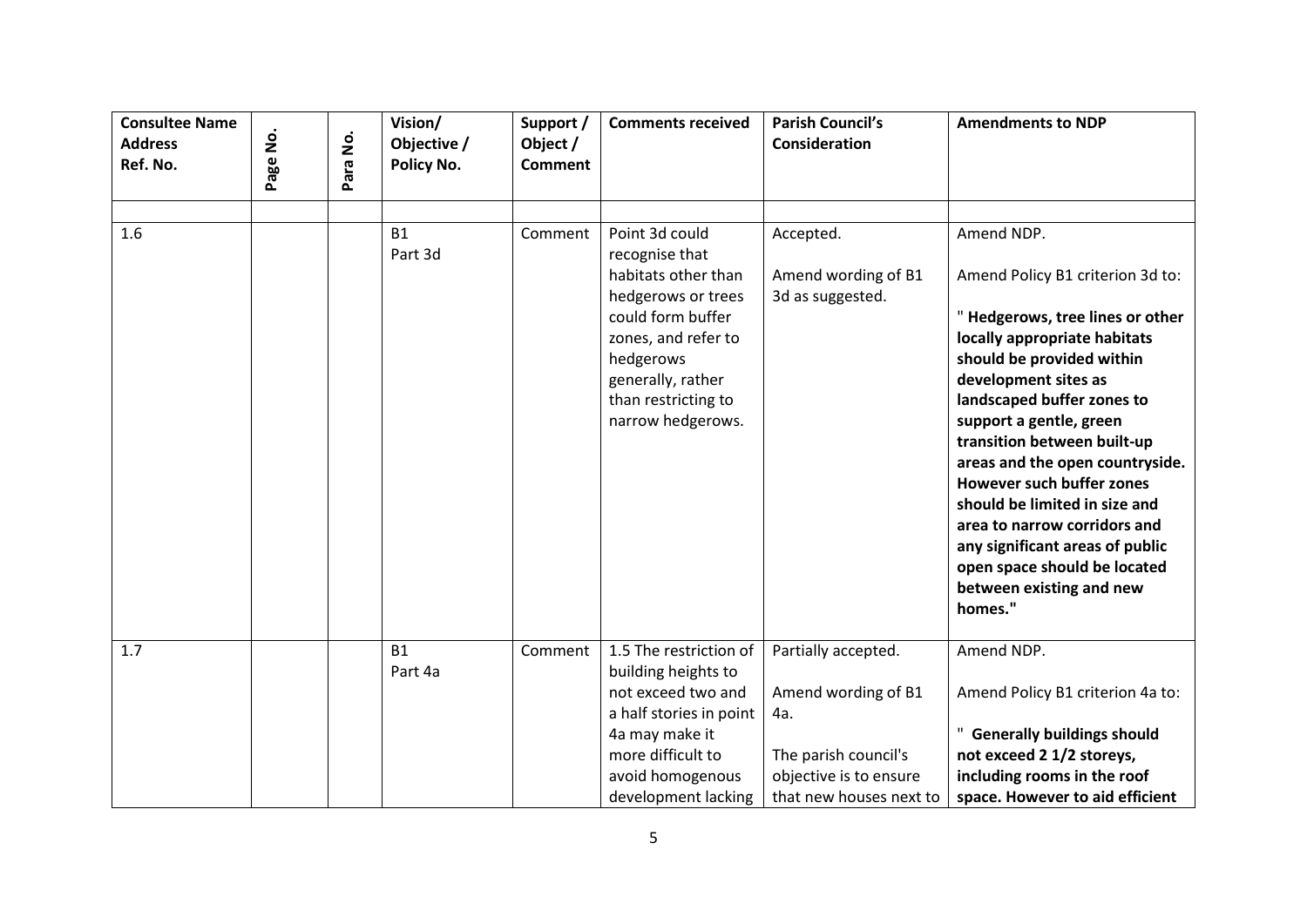| Consultee Name Address Ref. No. | Page No. | Para No. | Vision/ Objective / Policy No. | Support / Object / Comment | Comments received | Parish Council's Consideration | Amendments to NDP |
|---|---|---|---|---|---|---|---|
| | | | | | | | |
| 1.6 | | | B1 Part 3d | Comment | Point 3d could recognise that habitats other than hedgerows or trees could form buffer zones, and refer to hedgerows generally, rather than restricting to narrow hedgerows. | Accepted.<br><br>Amend wording of B1 3d as suggested. | Amend NDP.<br><br>Amend Policy B1 criterion 3d to:<br><br>" **Hedgerows, tree lines or other locally appropriate habitats should be provided within development sites as landscaped buffer zones to support a gentle, green transition between built-up areas and the open countryside. However such buffer zones should be limited in size and area to narrow corridors and any significant areas of public open space should be located between existing and new homes.**" |
| 1.7 | | | B1 Part 4a | Comment | 1.5 The restriction of building heights to not exceed two and a half stories in point 4a may make it more difficult to avoid homogenous development lacking | Partially accepted.<br><br>Amend wording of B1 4a.<br><br>The parish council's objective is to ensure that new houses next to | Amend NDP.<br><br>Amend Policy B1 criterion 4a to:<br><br>" **Generally buildings should not exceed 2 1/2 storeys, including rooms in the roof space. However to aid efficient** |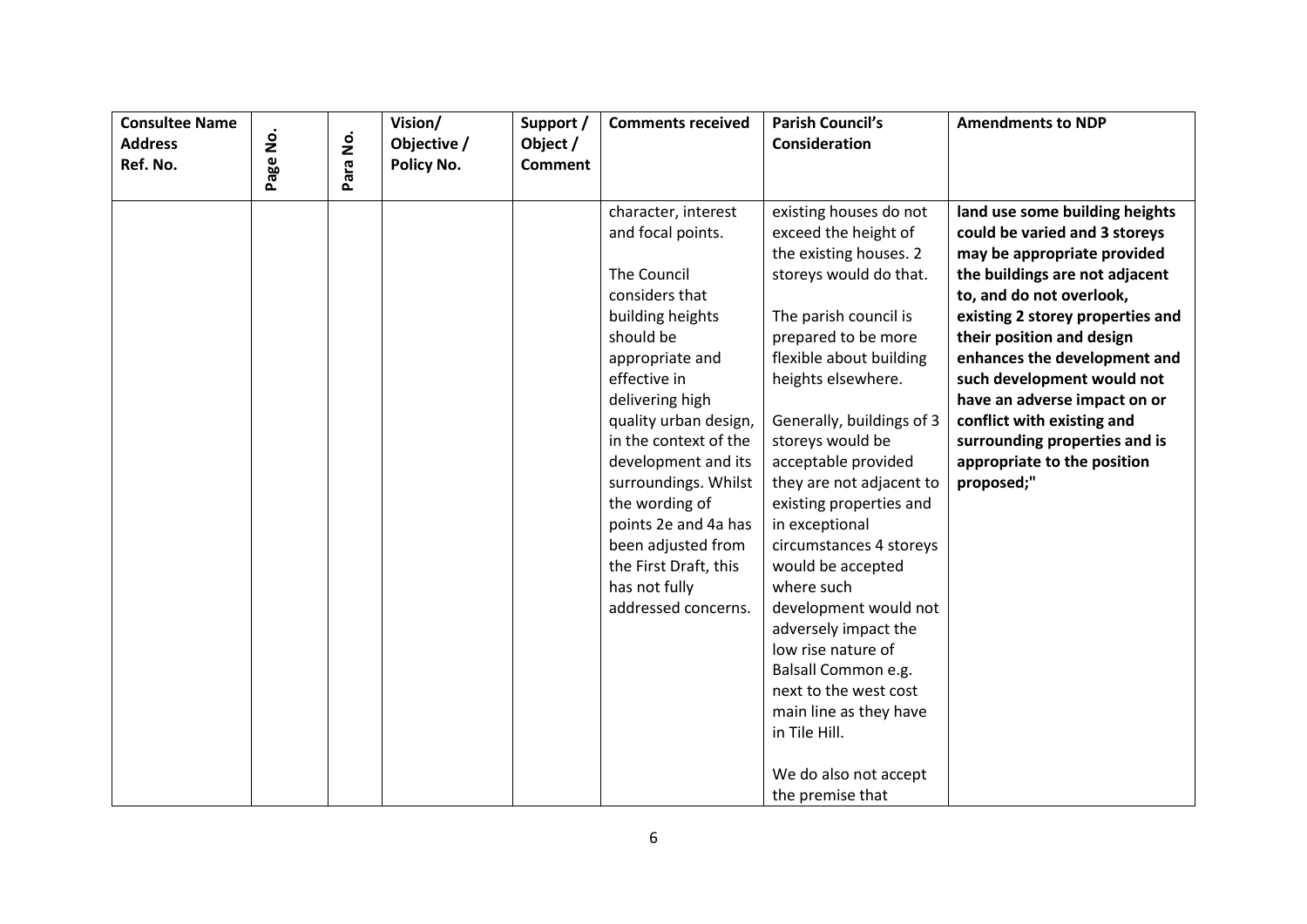| Consultee Name Address Ref. No. | Page No. | Para No. | Vision/ Objective / Policy No. | Support / Object / Comment | Comments received | Parish Council's Consideration | Amendments to NDP |
|---|---|---|---|---|---|---|---|
| | | | | | character, interest and focal points.<br><br>The Council considers that building heights should be appropriate and effective in delivering high quality urban design, in the context of the development and its surroundings. Whilst the wording of points 2e and 4a has been adjusted from the First Draft, this has not fully addressed concerns. | existing houses do not exceed the height of the existing houses. 2 storeys would do that.<br><br>The parish council is prepared to be more flexible about building heights elsewhere.<br><br>Generally, buildings of 3 storeys would be acceptable provided they are not adjacent to existing properties and in exceptional circumstances 4 storeys would be accepted where such development would not adversely impact the low rise nature of Balsall Common e.g. next to the west cost main line as they have in Tile Hill.<br><br>We do also not accept the premise that | **land use some building heights could be varied and 3 storeys may be appropriate provided the buildings are not adjacent to, and do not overlook, existing 2 storey properties and their position and design enhances the development and such development would not have an adverse impact on or conflict with existing and surrounding properties and is appropriate to the position proposed;"** |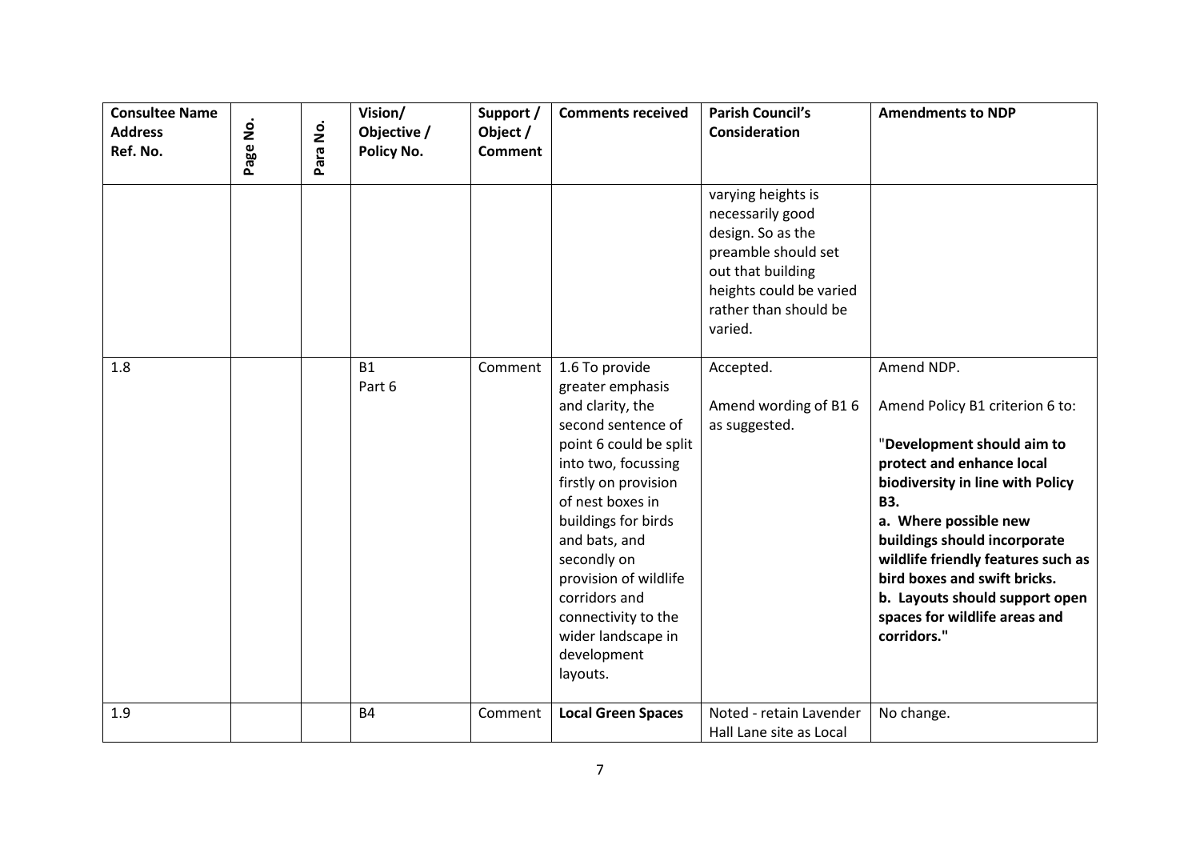| Consultee Name Address Ref. No. | Page No. | Para No. | Vision/ Objective / Policy No. | Support / Object / Comment | Comments received | Parish Council's Consideration | Amendments to NDP |
|---|---|---|---|---|---|---|---|
| | | | | | | varying heights is necessarily good design. So as the preamble should set out that building heights could be varied rather than should be varied. | |
| 1.8 | | | B1 Part 6 | Comment | 1.6 To provide greater emphasis and clarity, the second sentence of point 6 could be split into two, focussing firstly on provision of nest boxes in buildings for birds and bats, and secondly on provision of wildlife corridors and connectivity to the wider landscape in development layouts. | Accepted.<br><br>Amend wording of B1 6 as suggested. | Amend NDP.<br><br>Amend Policy B1 criterion 6 to:<br><br>"**Development should aim to protect and enhance local biodiversity in line with Policy B3.**<br>**a. Where possible new buildings should incorporate wildlife friendly features such as bird boxes and swift bricks.**<br>**b. Layouts should support open spaces for wildlife areas and corridors.**" |
| 1.9 | | | B4 | Comment | **Local Green Spaces** | Noted - retain Lavender Hall Lane site as Local | No change. |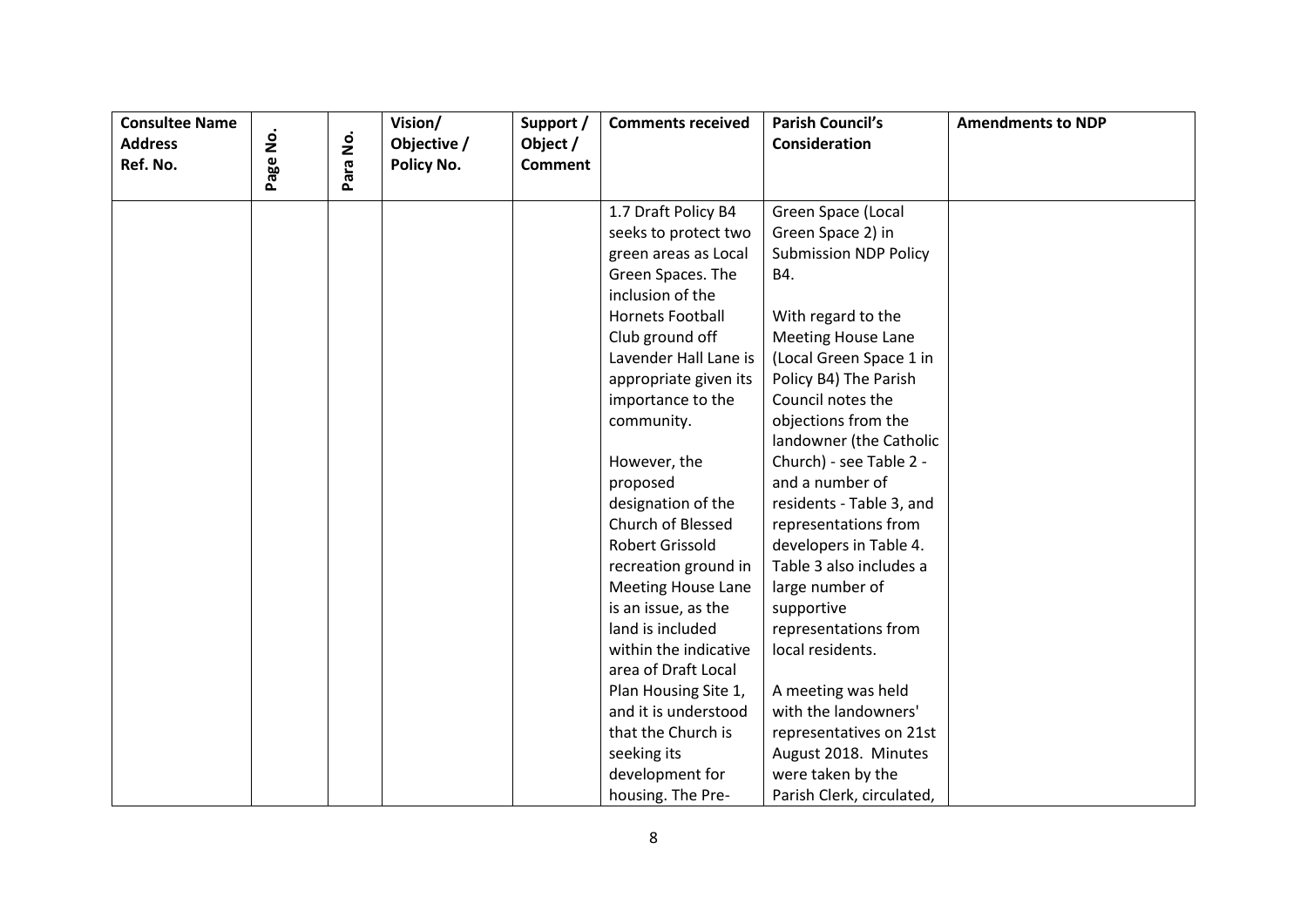| Consultee Name Address Ref. No. | Page No. | Para No. | Vision/ Objective / Policy No. | Support / Object / Comment | Comments received | Parish Council's Consideration | Amendments to NDP |
|---|---|---|---|---|---|---|---|
| | | | | | 1.7 Draft Policy B4 seeks to protect two green areas as Local Green Spaces. The inclusion of the Hornets Football Club ground off Lavender Hall Lane is appropriate given its importance to the community.<br><br>However, the proposed designation of the Church of Blessed Robert Grissold recreation ground in Meeting House Lane is an issue, as the land is included within the indicative area of Draft Local Plan Housing Site 1, and it is understood that the Church is seeking its development for housing. The Pre- | Green Space (Local Green Space 2) in Submission NDP Policy B4.<br><br>With regard to the Meeting House Lane (Local Green Space 1 in Policy B4) The Parish Council notes the objections from the landowner (the Catholic Church) - see Table 2 - and a number of residents - Table 3, and representations from developers in Table 4. Table 3 also includes a large number of supportive representations from local residents.<br><br>A meeting was held with the landowners' representatives on 21st August 2018. Minutes were taken by the Parish Clerk, circulated, | |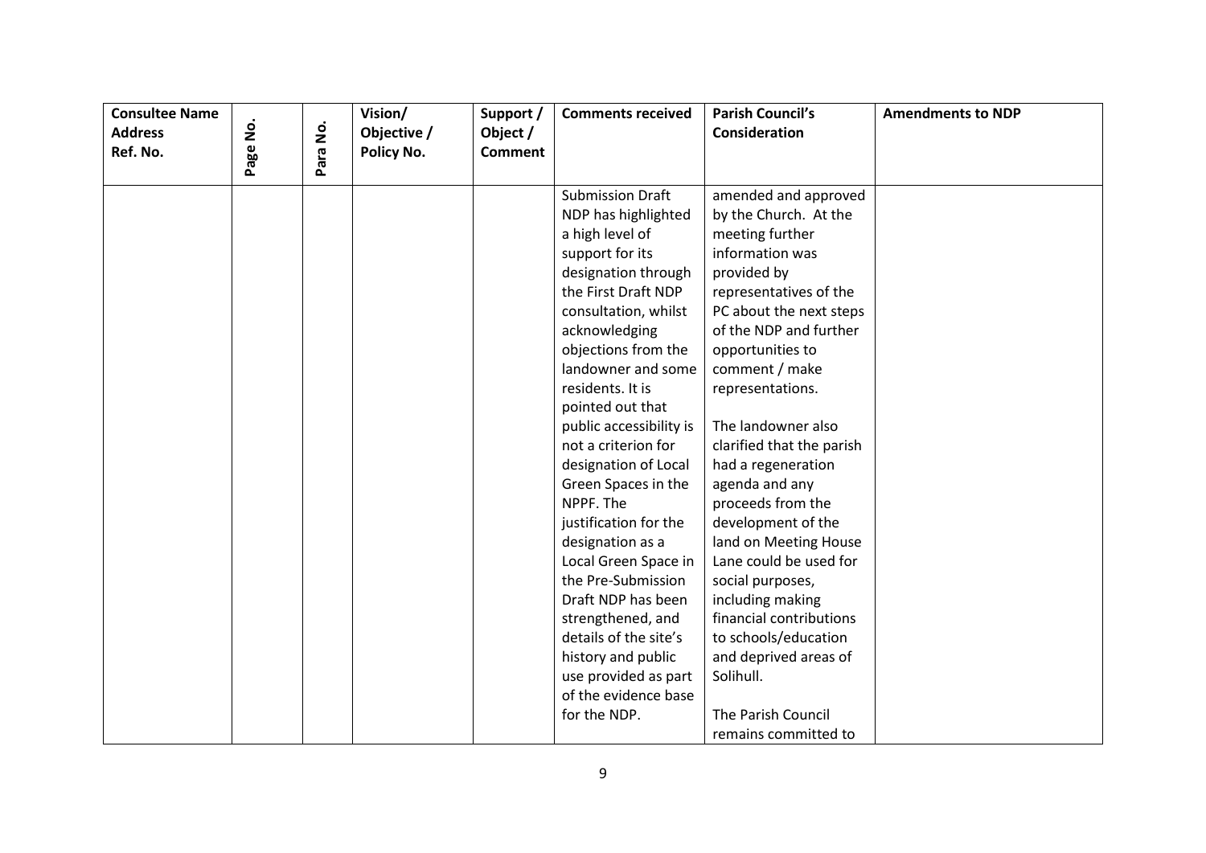| Consultee Name Address Ref. No. | Page No. | Para No. | Vision/ Objective / Policy No. | Support / Object / Comment | Comments received | Parish Council's Consideration | Amendments to NDP |
|---|---|---|---|---|---|---|---|
| | | | | | Submission Draft NDP has highlighted a high level of support for its designation through the First Draft NDP consultation, whilst acknowledging objections from the landowner and some residents. It is pointed out that public accessibility is not a criterion for designation of Local Green Spaces in the NPPF. The justification for the designation as a Local Green Space in the Pre-Submission Draft NDP has been strengthened, and details of the site's history and public use provided as part of the evidence base for the NDP. | amended and approved by the Church. At the meeting further information was provided by representatives of the PC about the next steps of the NDP and further opportunities to comment / make representations.<br><br>The landowner also clarified that the parish had a regeneration agenda and any proceeds from the development of the land on Meeting House Lane could be used for social purposes, including making financial contributions to schools/education and deprived areas of Solihull.<br><br>The Parish Council remains committed to | |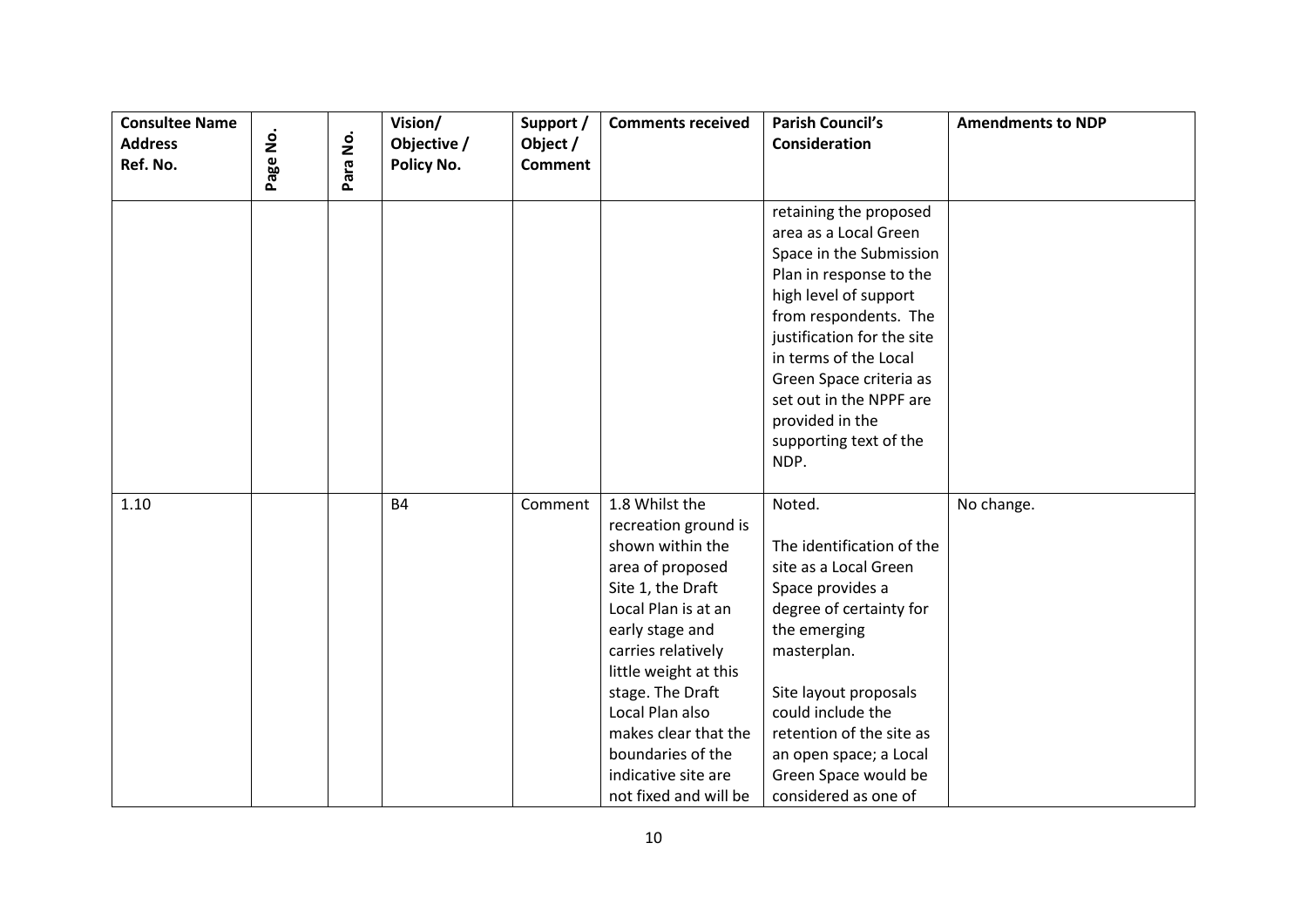| Consultee Name Address Ref. No. | Page No. | Para No. | Vision/ Objective / Policy No. | Support / Object / Comment | Comments received | Parish Council's Consideration | Amendments to NDP |
|---|---|---|---|---|---|---|---|
| | | | | | | retaining the proposed area as a Local Green Space in the Submission Plan in response to the high level of support from respondents. The justification for the site in terms of the Local Green Space criteria as set out in the NPPF are provided in the supporting text of the NDP. | |
| 1.10 | | | B4 | Comment | 1.8 Whilst the recreation ground is shown within the area of proposed Site 1, the Draft Local Plan is at an early stage and carries relatively little weight at this stage. The Draft Local Plan also makes clear that the boundaries of the indicative site are not fixed and will be | Noted.<br><br>The identification of the site as a Local Green Space provides a degree of certainty for the emerging masterplan.<br><br>Site layout proposals could include the retention of the site as an open space; a Local Green Space would be considered as one of | No change. |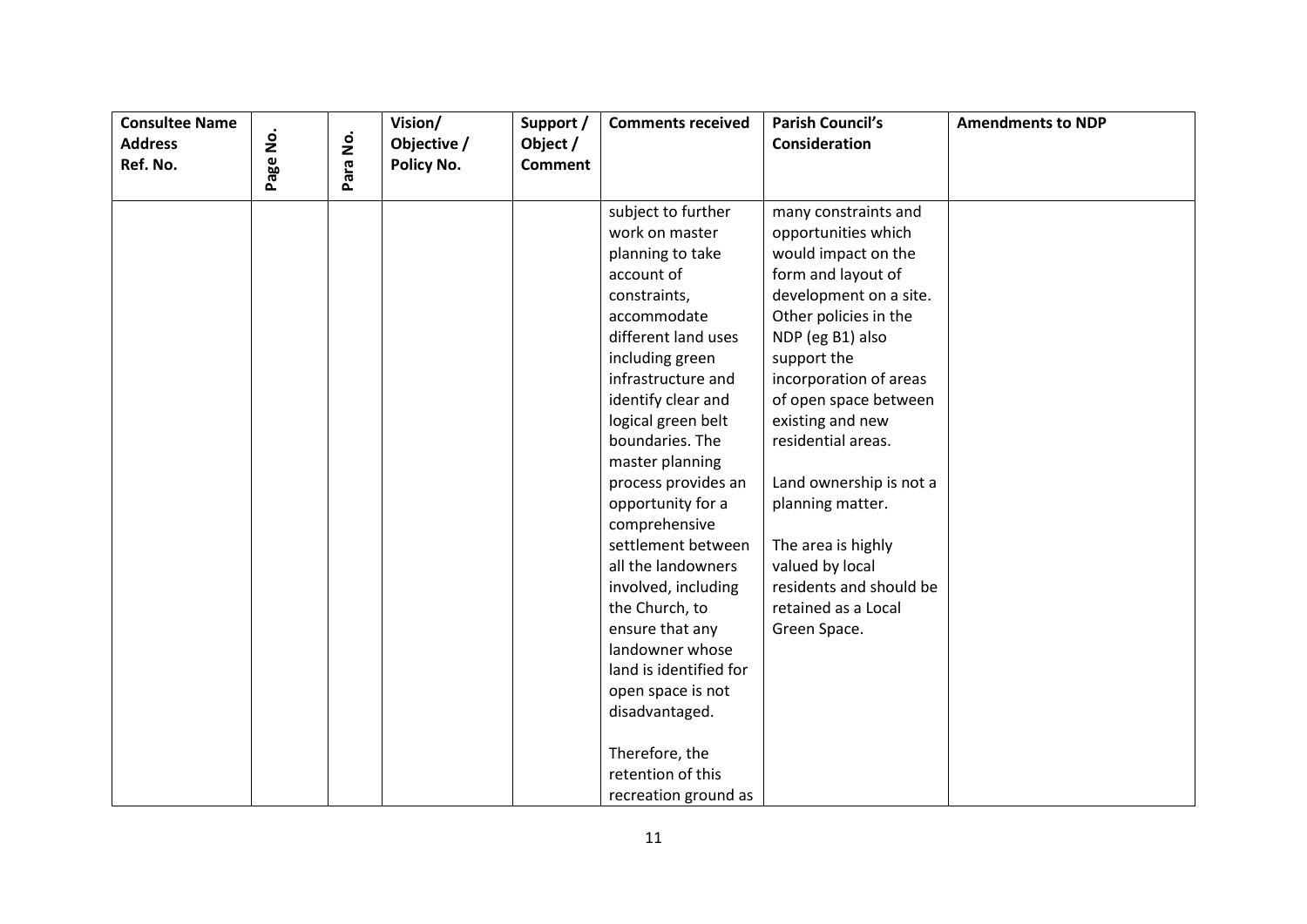| Consultee Name Address Ref. No. | Page No. | Para No. | Vision/ Objective / Policy No. | Support / Object / Comment | Comments received | Parish Council's Consideration | Amendments to NDP |
|---|---|---|---|---|---|---|---|
| | | | | | subject to further work on master planning to take account of constraints, accommodate different land uses including green infrastructure and identify clear and logical green belt boundaries. The master planning process provides an opportunity for a comprehensive settlement between all the landowners involved, including the Church, to ensure that any landowner whose land is identified for open space is not disadvantaged.<br><br>Therefore, the retention of this recreation ground as | many constraints and opportunities which would impact on the form and layout of development on a site. Other policies in the NDP (eg B1) also support the incorporation of areas of open space between existing and new residential areas.<br><br>Land ownership is not a planning matter.<br><br>The area is highly valued by local residents and should be retained as a Local Green Space. | |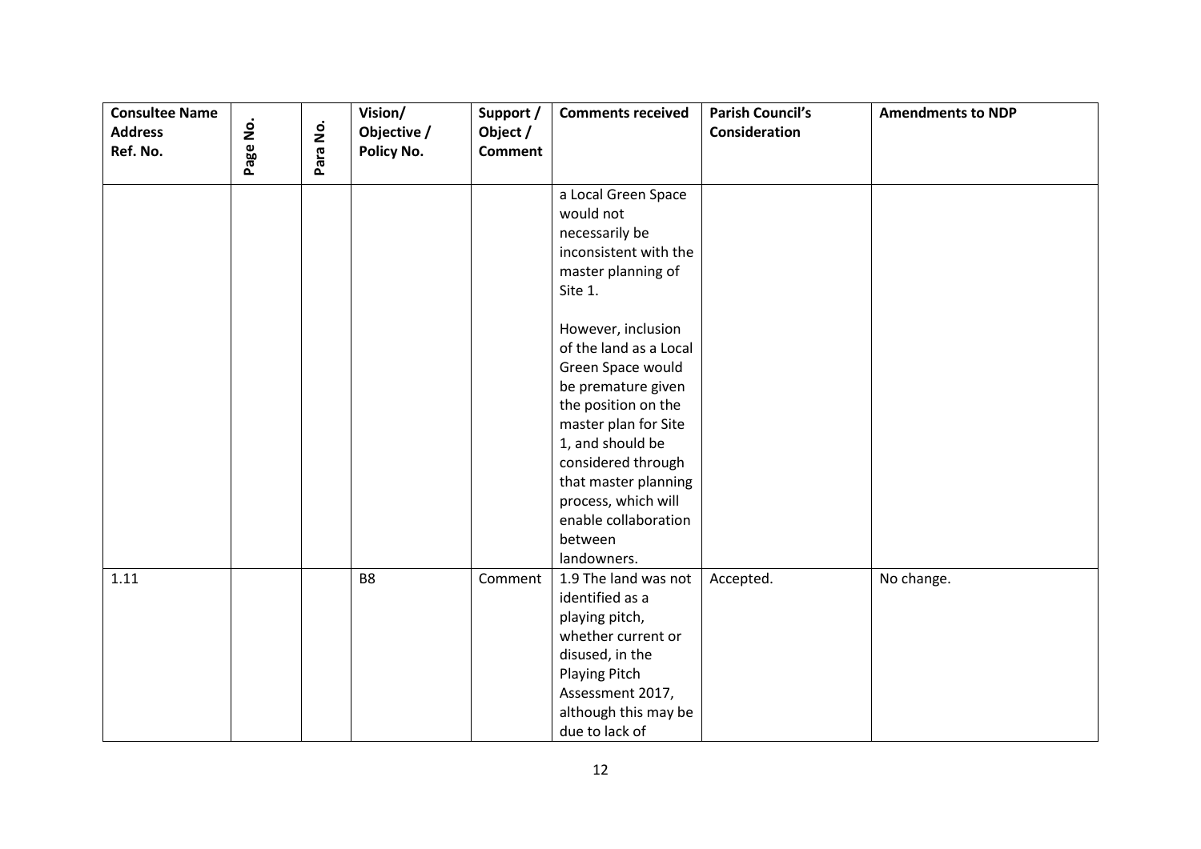| Consultee Name Address Ref. No. | Page No. | Para No. | Vision/ Objective / Policy No. | Support / Object / Comment | Comments received | Parish Council's Consideration | Amendments to NDP |
|---|---|---|---|---|---|---|---|
| | | | | | a Local Green Space would not necessarily be inconsistent with the master planning of Site 1.<br><br>However, inclusion of the land as a Local Green Space would be premature given the position on the master plan for Site 1, and should be considered through that master planning process, which will enable collaboration between landowners. | | |
| 1.11 | | | B8 | Comment | 1.9 The land was not identified as a playing pitch, whether current or disused, in the Playing Pitch Assessment 2017, although this may be due to lack of | Accepted. | No change. |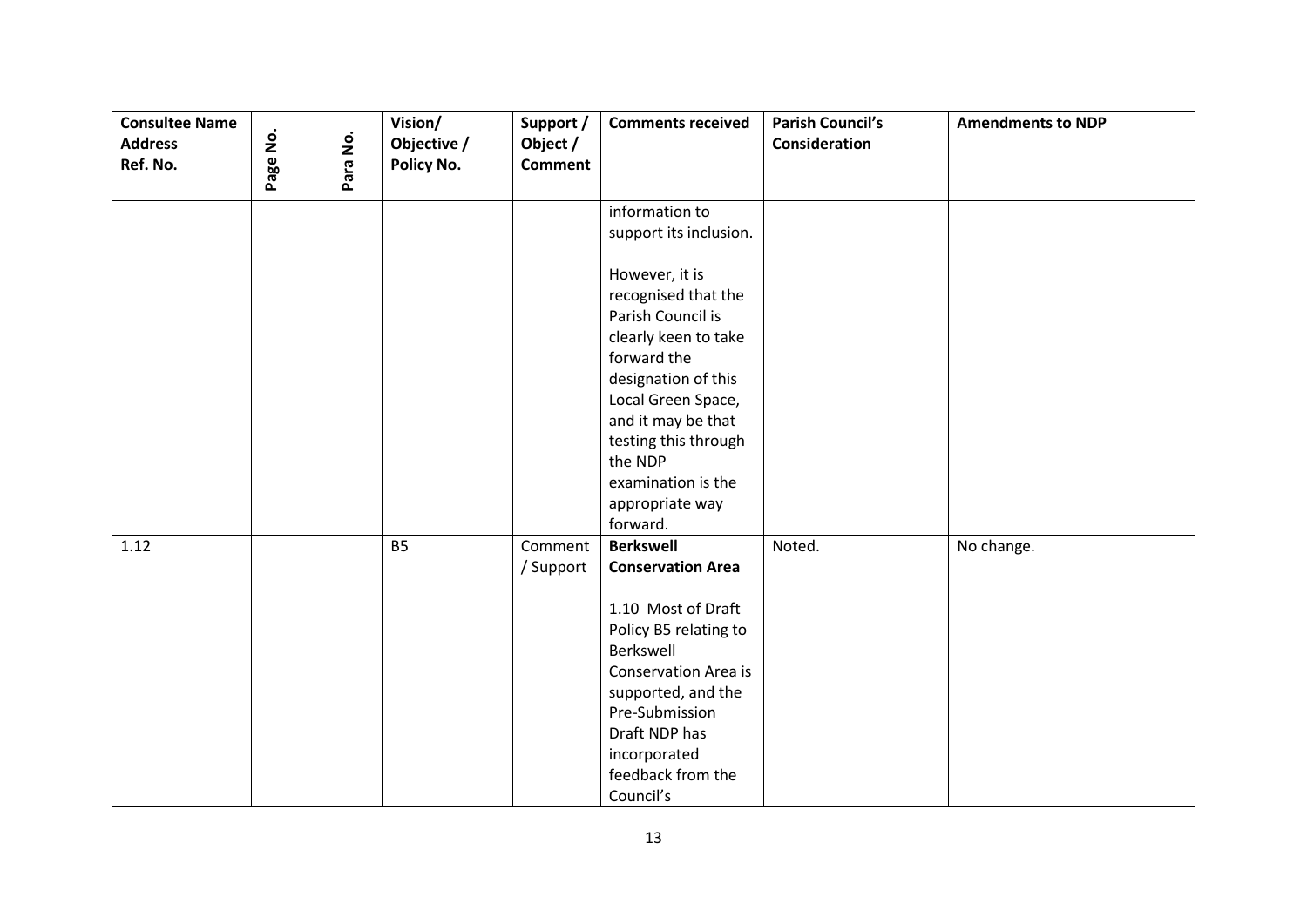| Consultee Name Address Ref. No. | Page No. | Para No. | Vision/ Objective / Policy No. | Support / Object / Comment | Comments received | Parish Council's Consideration | Amendments to NDP |
|---|---|---|---|---|---|---|---|
| | | | | | information to support its inclusion.<br><br>However, it is recognised that the Parish Council is clearly keen to take forward the designation of this Local Green Space, and it may be that testing this through the NDP examination is the appropriate way forward. | | |
| 1.12 | | | B5 | Comment / Support | **Berkswell Conservation Area**<br><br>1.10 Most of Draft Policy B5 relating to Berkswell Conservation Area is supported, and the Pre-Submission Draft NDP has incorporated feedback from the Council's | Noted. | No change. |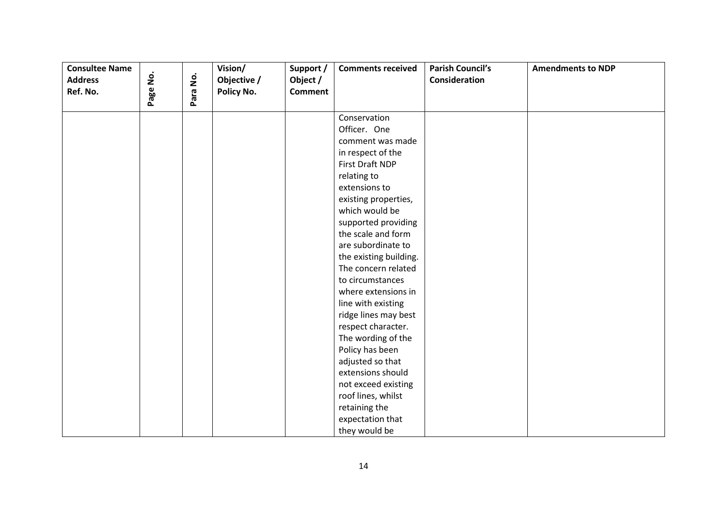| Consultee Name Address Ref. No. | Page No. | Para No. | Vision/ Objective / Policy No. | Support / Object / Comment | Comments received | Parish Council's Consideration | Amendments to NDP |
|---|---|---|---|---|---|---|---|
| | | | | | Conservation Officer. One comment was made in respect of the First Draft NDP relating to extensions to existing properties, which would be supported providing the scale and form are subordinate to the existing building. The concern related to circumstances where extensions in line with existing ridge lines may best respect character. The wording of the Policy has been adjusted so that extensions should not exceed existing roof lines, whilst retaining the expectation that they would be | | |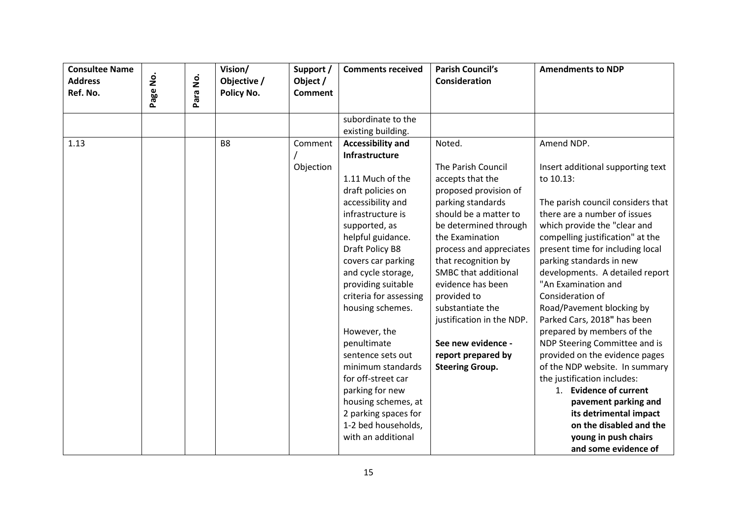| Consultee Name Address Ref. No. | Page No. | Para No. | Vision/ Objective / Policy No. | Support / Object / Comment | Comments received | Parish Council's Consideration | Amendments to NDP |
|---|---|---|---|---|---|---|---|
| | | | | | subordinate to the existing building. | | |
| 1.13 | | | B8 | Comment / Objection | **Accessibility and Infrastructure**<br><br>1.11 Much of the draft policies on accessibility and infrastructure is supported, as helpful guidance. Draft Policy B8 covers car parking and cycle storage, providing suitable criteria for assessing housing schemes.<br><br>However, the penultimate sentence sets out minimum standards for off-street car parking for new housing schemes, at 2 parking spaces for 1-2 bed households, with an additional | Noted.<br><br>The Parish Council accepts that the proposed provision of parking standards should be a matter to be determined through the Examination process and appreciates that recognition by SMBC that additional evidence has been provided to substantiate the justification in the NDP.<br><br>**See new evidence - report prepared by Steering Group.** | Amend NDP.<br><br>Insert additional supporting text to 10.13:<br><br>The parish council considers that there are a number of issues which provide the "clear and compelling justification" at the present time for including local parking standards in new developments. A detailed report "An Examination and Consideration of Road/Pavement blocking by Parked Cars, 2018" has been prepared by members of the NDP Steering Committee and is provided on the evidence pages of the NDP website. In summary the justification includes:<br>1. **Evidence of current pavement parking and its detrimental impact on the disabled and the young in push chairs and some evidence of** |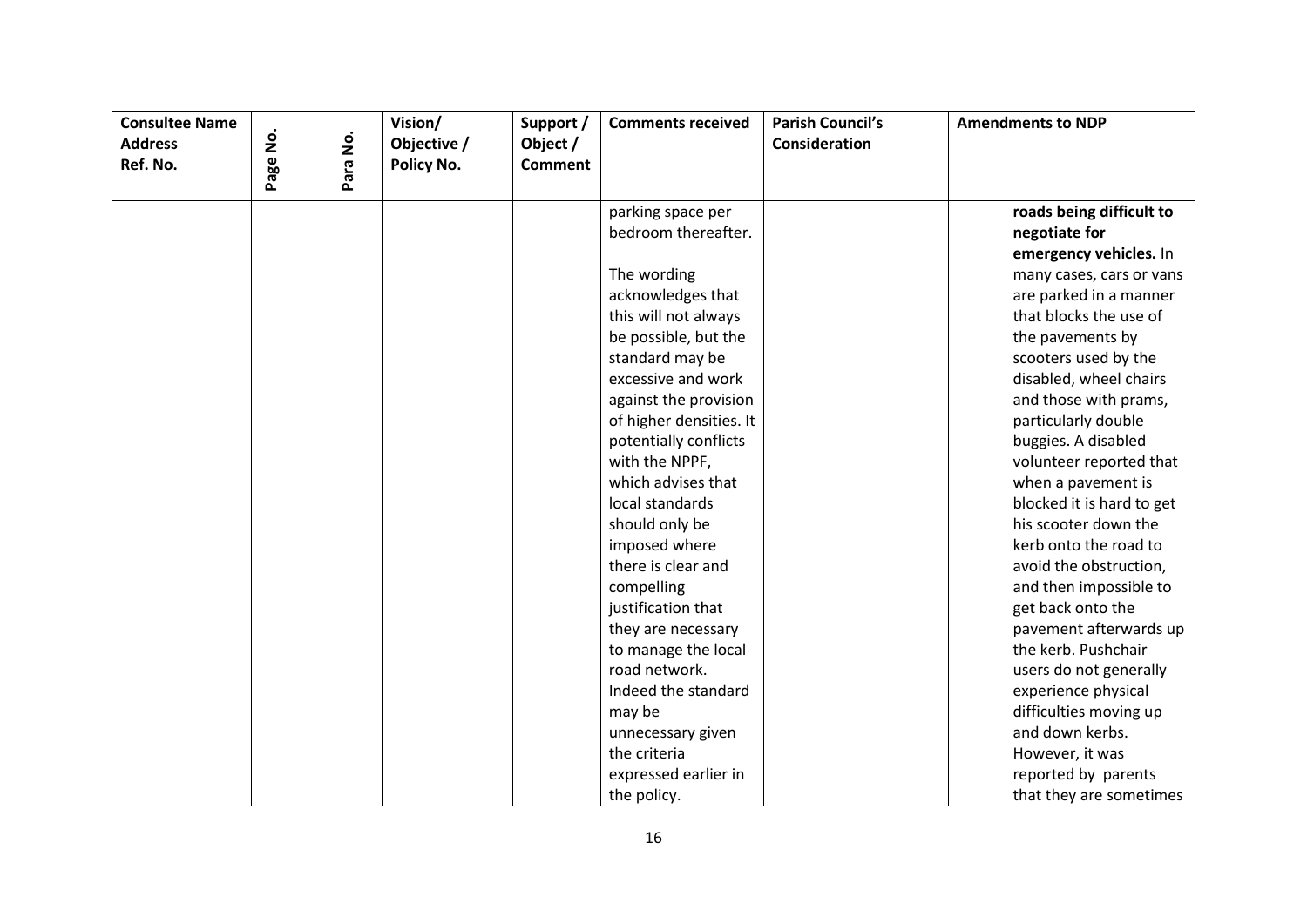| Consultee Name Address Ref. No. | Page No. | Para No. | Vision/ Objective / Policy No. | Support / Object / Comment | Comments received | Parish Council's Consideration | Amendments to NDP |
|---|---|---|---|---|---|---|---|
| | | | | | parking space per bedroom thereafter.<br><br>The wording acknowledges that this will not always be possible, but the standard may be excessive and work against the provision of higher densities. It potentially conflicts with the NPPF, which advises that local standards should only be imposed where there is clear and compelling justification that they are necessary to manage the local road network. Indeed the standard may be unnecessary given the criteria expressed earlier in the policy. | | **roads being difficult to negotiate for emergency vehicles.** In many cases, cars or vans are parked in a manner that blocks the use of the pavements by scooters used by the disabled, wheel chairs and those with prams, particularly double buggies. A disabled volunteer reported that when a pavement is blocked it is hard to get his scooter down the kerb onto the road to avoid the obstruction, and then impossible to get back onto the pavement afterwards up the kerb. Pushchair users do not generally experience physical difficulties moving up and down kerbs. However, it was reported by parents that they are sometimes |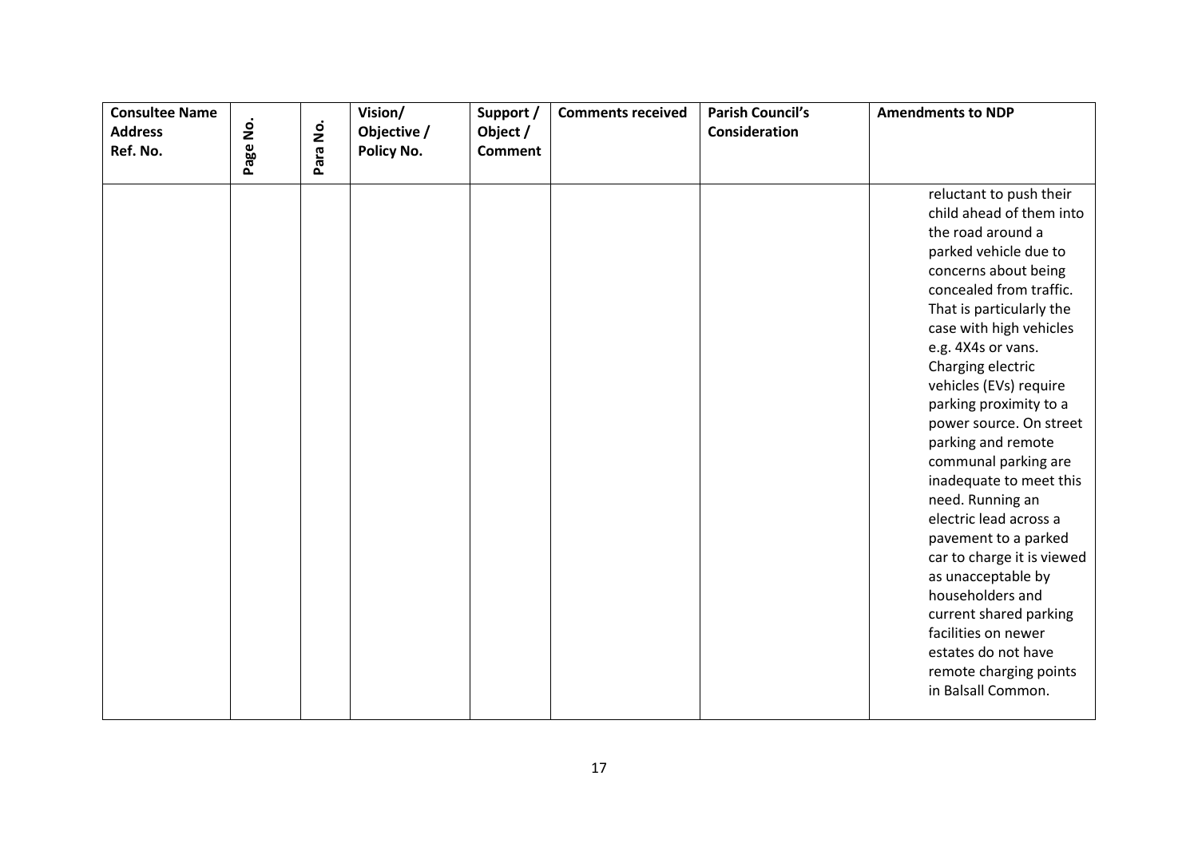| Consultee Name Address Ref. No. | Page No. | Para No. | Vision/ Objective / Policy No. | Support / Object / Comment | Comments received | Parish Council's Consideration | Amendments to NDP |
|---|---|---|---|---|---|---|---|
| | | | | | | | reluctant to push their child ahead of them into the road around a parked vehicle due to concerns about being concealed from traffic. That is particularly the case with high vehicles e.g. 4X4s or vans. Charging electric vehicles (EVs) require parking proximity to a power source. On street parking and remote communal parking are inadequate to meet this need. Running an electric lead across a pavement to a parked car to charge it is viewed as unacceptable by householders and current shared parking facilities on newer estates do not have remote charging points in Balsall Common. |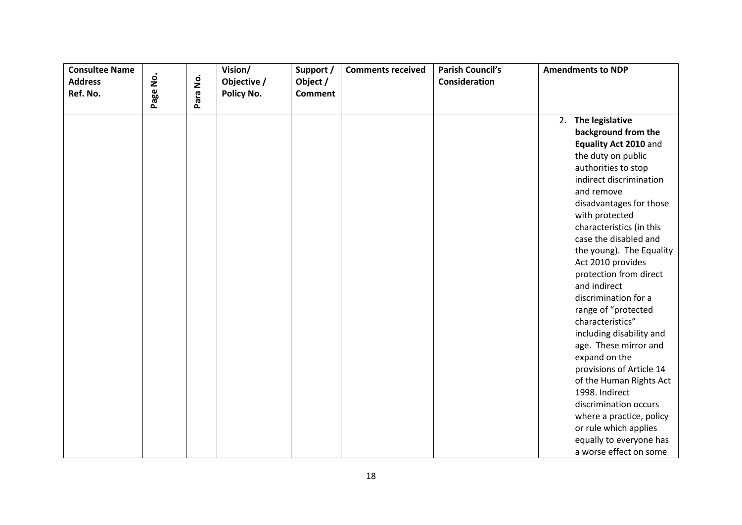| Consultee Name Address Ref. No. | Page No. | Para No. | Vision/ Objective / Policy No. | Support / Object / Comment | Comments received | Parish Council's Consideration | Amendments to NDP |
|---|---|---|---|---|---|---|---|
| | | | | | | | 2. **The legislative background from the Equality Act 2010** and the duty on public authorities to stop indirect discrimination and remove disadvantages for those with protected characteristics (in this case the disabled and the young). The Equality Act 2010 provides protection from direct and indirect discrimination for a range of "protected characteristics" including disability and age. These mirror and expand on the provisions of Article 14 of the Human Rights Act 1998. Indirect discrimination occurs where a practice, policy or rule which applies equally to everyone has a worse effect on some |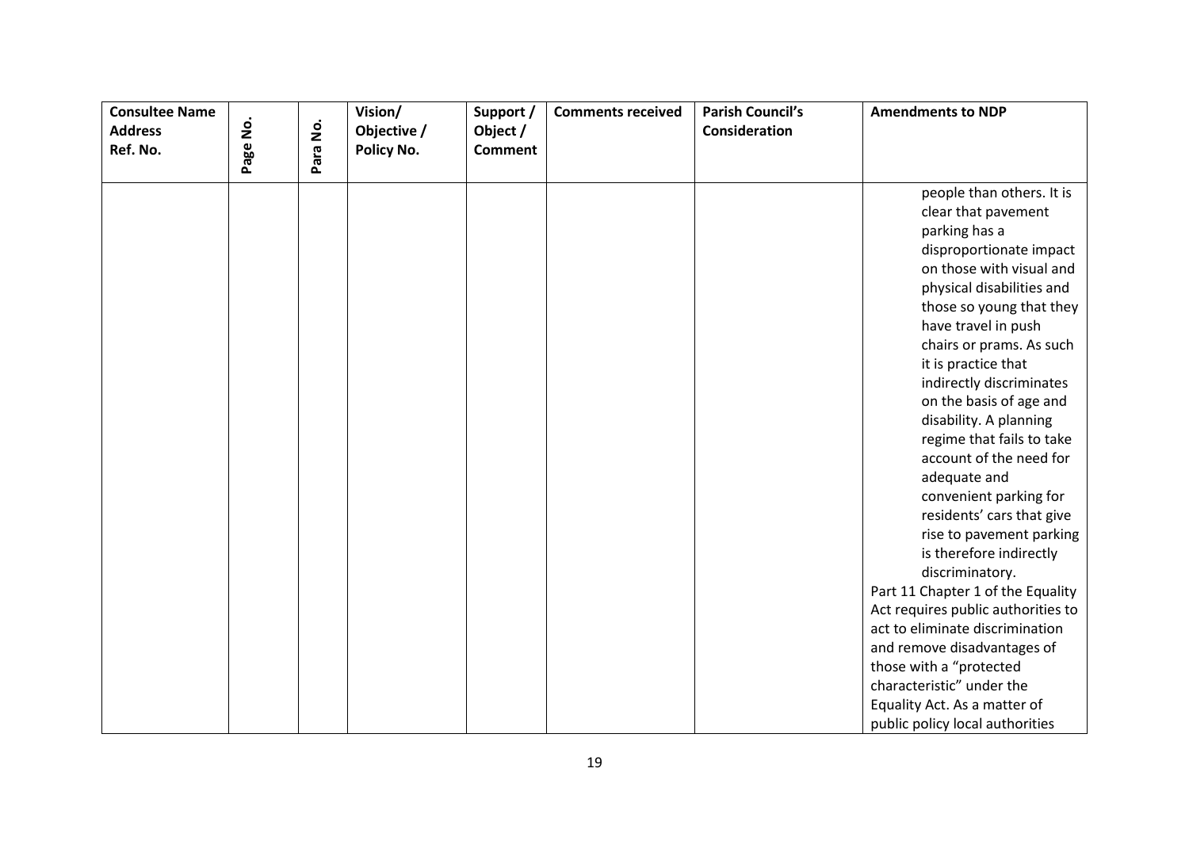| Consultee Name Address Ref. No. | Page No. | Para No. | Vision/ Objective / Policy No. | Support / Object / Comment | Comments received | Parish Council's Consideration | Amendments to NDP |
|---|---|---|---|---|---|---|---|
| | | | | | | | people than others. It is clear that pavement parking has a disproportionate impact on those with visual and physical disabilities and those so young that they have travel in push chairs or prams. As such it is practice that indirectly discriminates on the basis of age and disability. A planning regime that fails to take account of the need for adequate and convenient parking for residents' cars that give rise to pavement parking is therefore indirectly discriminatory.<br>Part 11 Chapter 1 of the Equality Act requires public authorities to act to eliminate discrimination and remove disadvantages of those with a "protected characteristic" under the Equality Act. As a matter of public policy local authorities |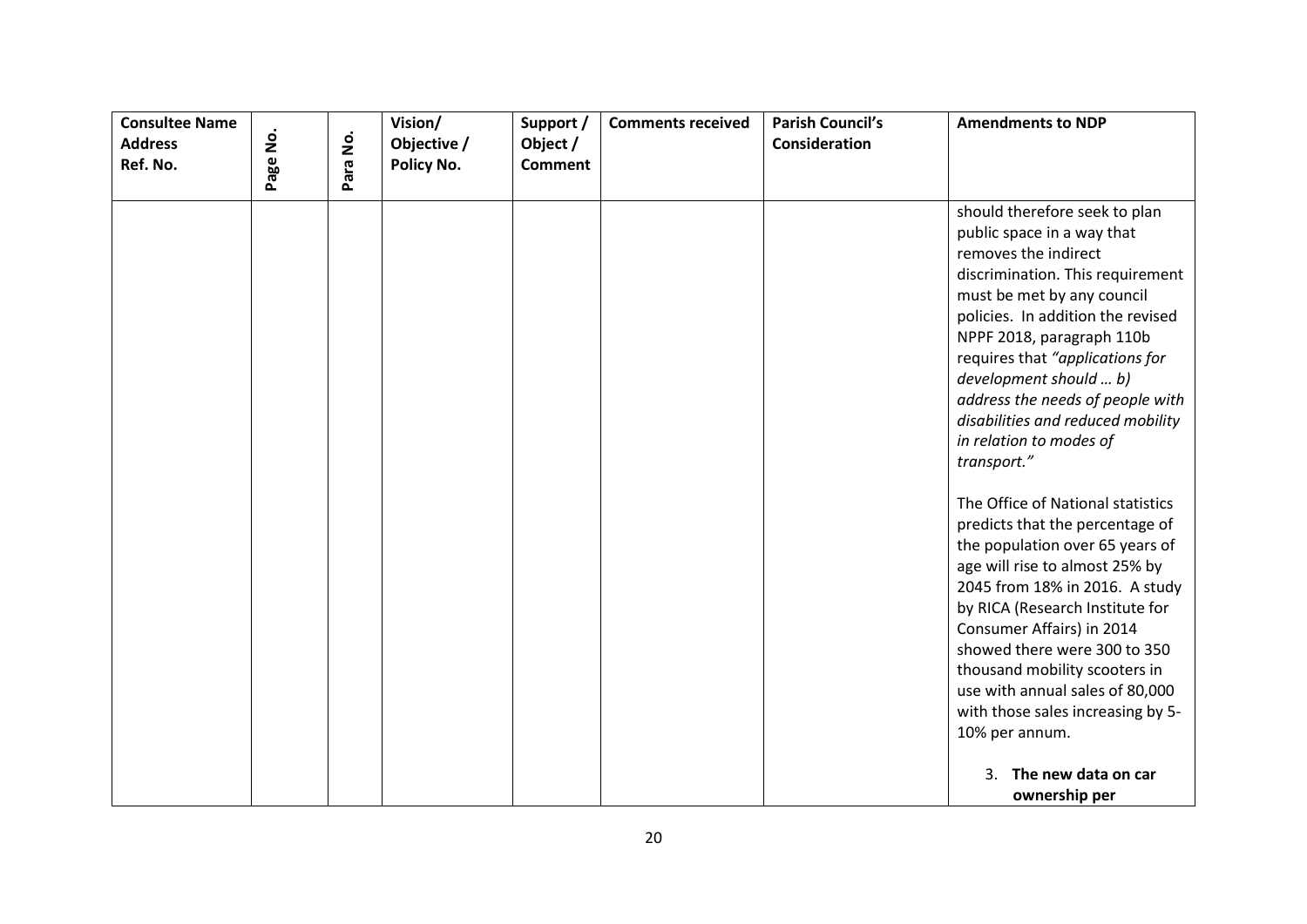| Consultee Name Address Ref. No. | Page No. | Para No. | Vision/ Objective / Policy No. | Support / Object / Comment | Comments received | Parish Council's Consideration | Amendments to NDP |
|---|---|---|---|---|---|---|---|
| | | | | | | | should therefore seek to plan public space in a way that removes the indirect discrimination. This requirement must be met by any council policies. In addition the revised NPPF 2018, paragraph 110b requires that *"applications for development should … b) address the needs of people with disabilities and reduced mobility in relation to modes of transport."*<br><br>The Office of National statistics predicts that the percentage of the population over 65 years of age will rise to almost 25% by 2045 from 18% in 2016. A study by RICA (Research Institute for Consumer Affairs) in 2014 showed there were 300 to 350 thousand mobility scooters in use with annual sales of 80,000 with those sales increasing by 5-10% per annum.<br><br>3. **The new data on car ownership per** |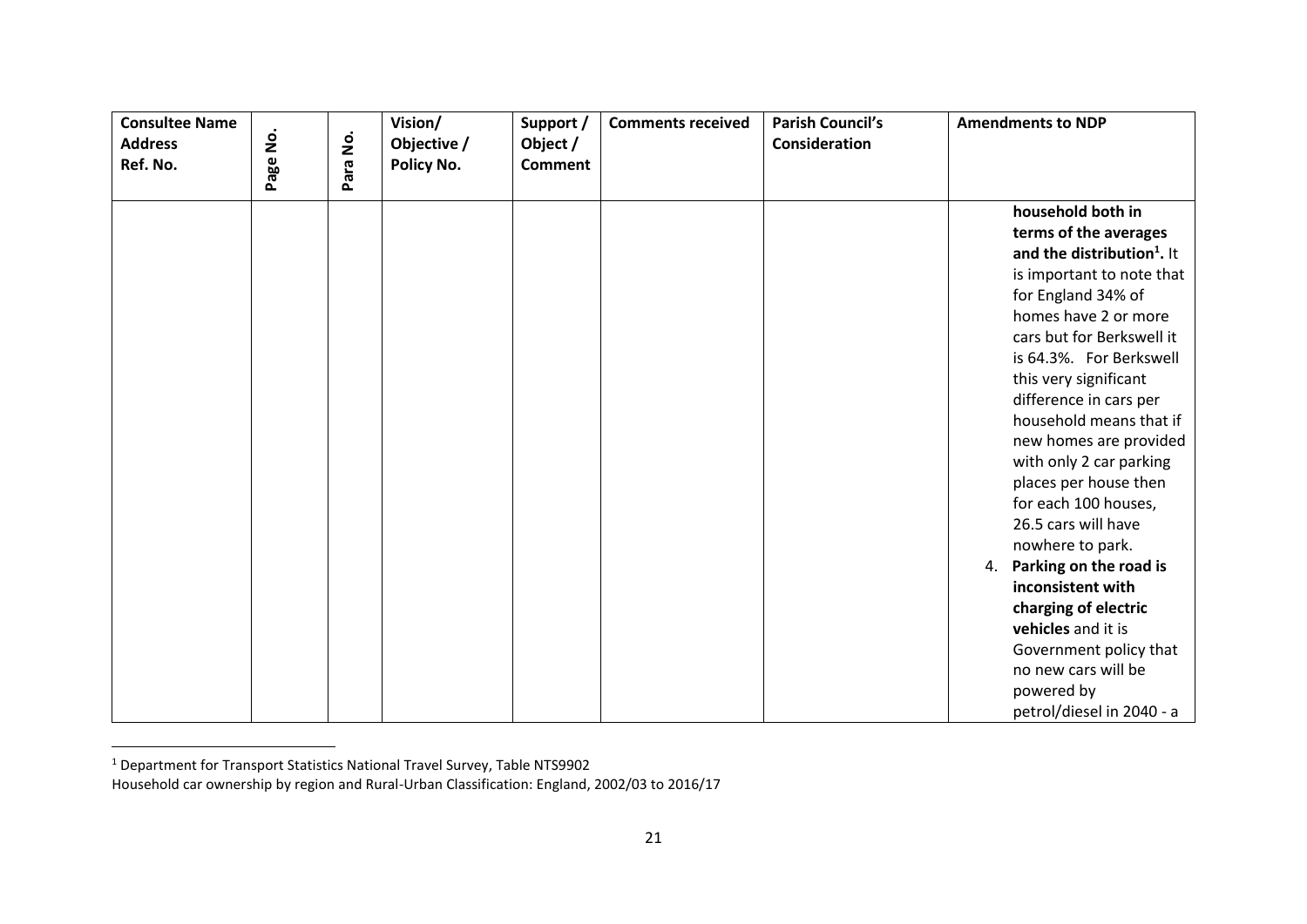| Consultee Name Address Ref. No. | Page No. | Para No. | Vision/ Objective / Policy No. | Support / Object / Comment | Comments received | Parish Council's Consideration | Amendments to NDP |
|---|---|---|---|---|---|---|---|
| | | | | | | | **household both in terms of the averages and the distribution[1].** It is important to note that for England 34% of homes have 2 or more cars but for Berkswell it is 64.3%. For Berkswell this very significant difference in cars per household means that if new homes are provided with only 2 car parking places per house then for each 100 houses, 26.5 cars will have nowhere to park.<br>4. **Parking on the road is inconsistent with charging of electric vehicles** and it is Government policy that no new cars will be powered by petrol/diesel in 2040 - a |

[1] Department for Transport Statistics National Travel Survey, Table NTS9902
Household car ownership by region and Rural-Urban Classification: England, 2002/03 to 2016/17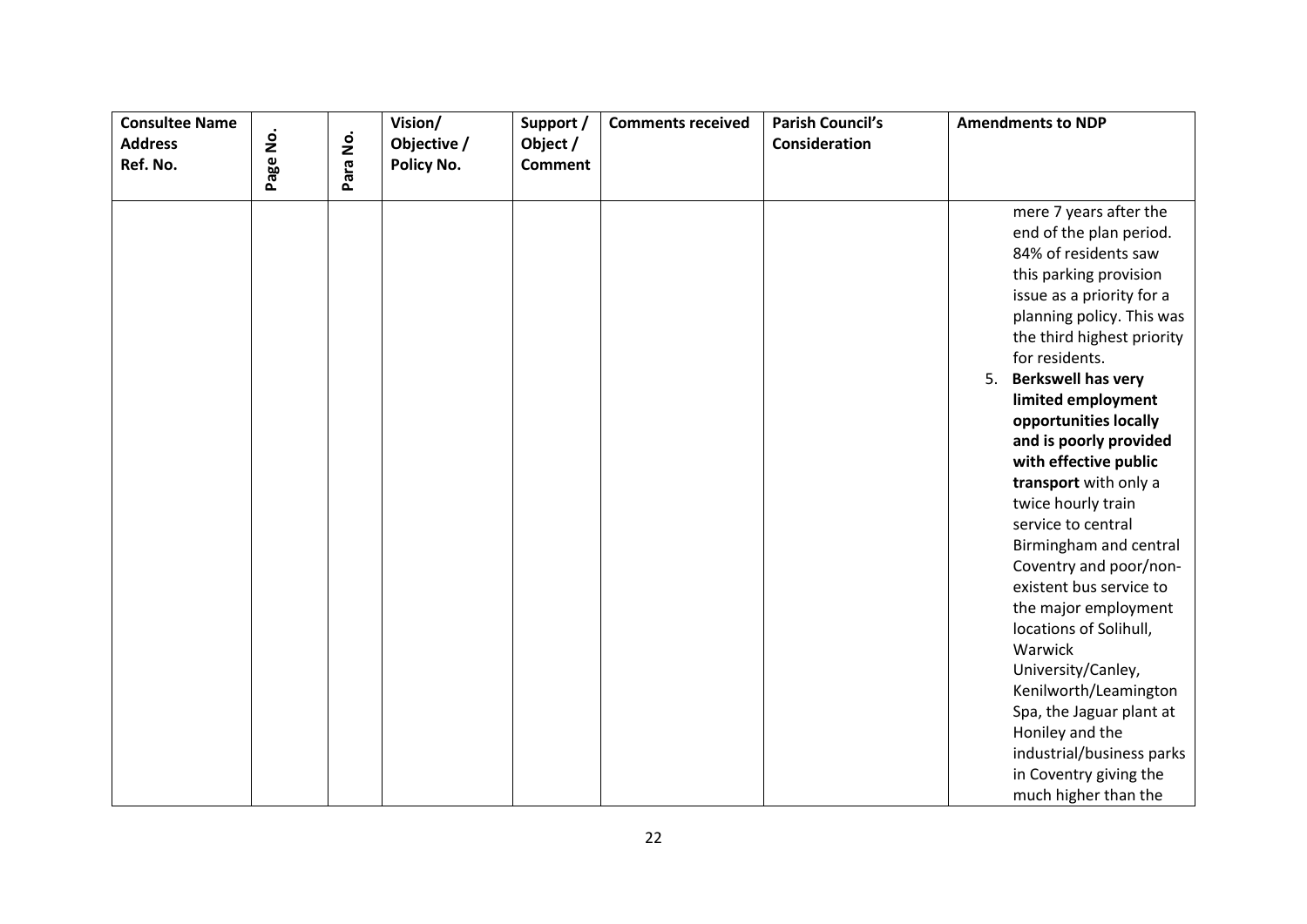| Consultee Name Address Ref. No. | Page No. | Para No. | Vision/ Objective / Policy No. | Support / Object / Comment | Comments received | Parish Council's Consideration | Amendments to NDP |
|---|---|---|---|---|---|---|---|
| | | | | | | | mere 7 years after the end of the plan period. 84% of residents saw this parking provision issue as a priority for a planning policy. This was the third highest priority for residents.<br>5. **Berkswell has very limited employment opportunities locally and is poorly provided with effective public transport** with only a twice hourly train service to central Birmingham and central Coventry and poor/non-existent bus service to the major employment locations of Solihull, Warwick University/Canley, Kenilworth/Leamington Spa, the Jaguar plant at Honiley and the industrial/business parks in Coventry giving the much higher than the |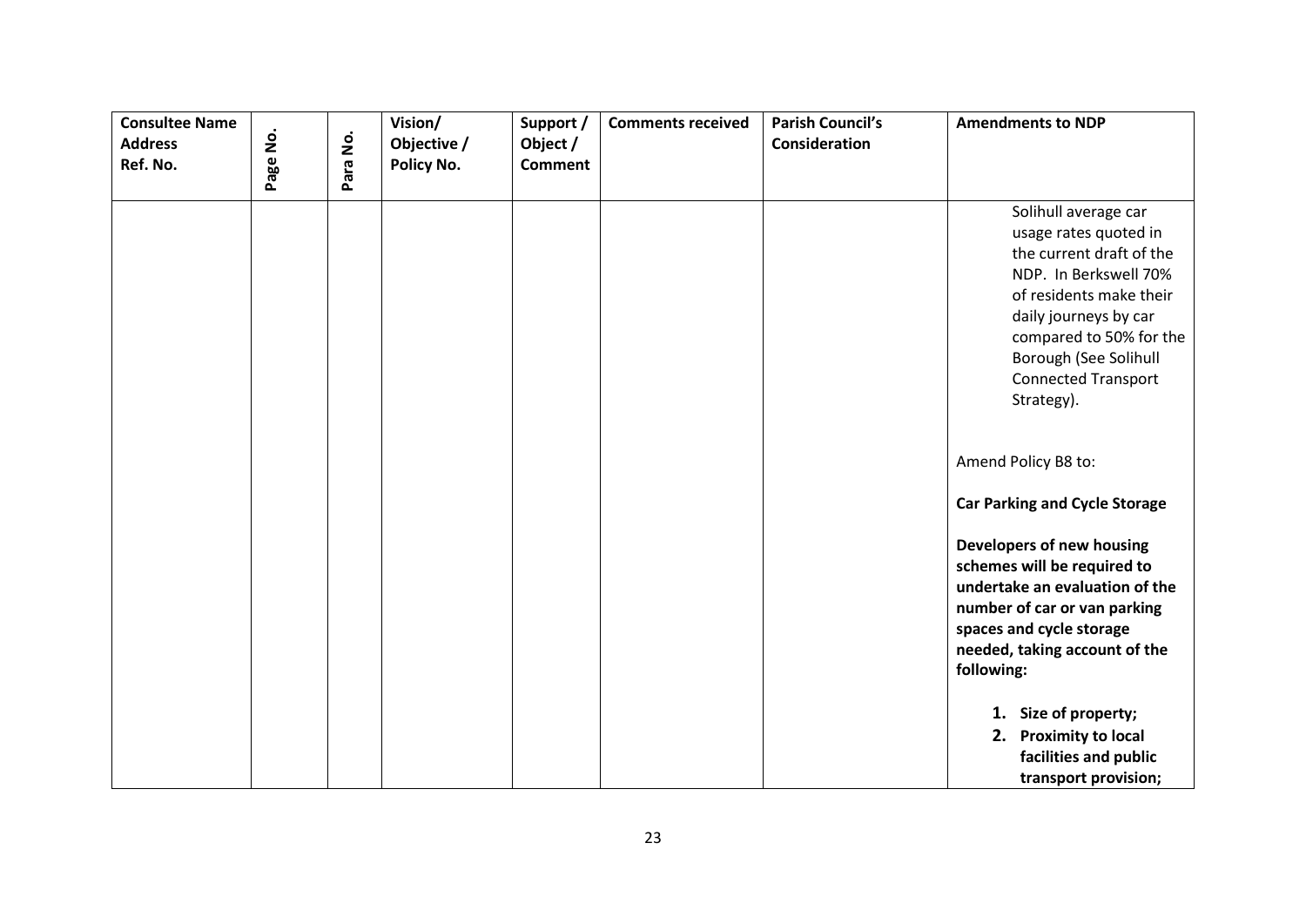| Consultee Name Address Ref. No. | Page No. | Para No. | Vision/ Objective / Policy No. | Support / Object / Comment | Comments received | Parish Council's Consideration | Amendments to NDP |
|---|---|---|---|---|---|---|---|
| | | | | | | | Solihull average car usage rates quoted in the current draft of the NDP. In Berkswell 70% of residents make their daily journeys by car compared to 50% for the Borough (See Solihull Connected Transport Strategy).<br><br>Amend Policy B8 to:<br><br>**Car Parking and Cycle Storage**<br><br>**Developers of new housing schemes will be required to undertake an evaluation of the number of car or van parking spaces and cycle storage needed, taking account of the following:**<br><br>**1. Size of property;**<br>**2. Proximity to local facilities and public transport provision;** |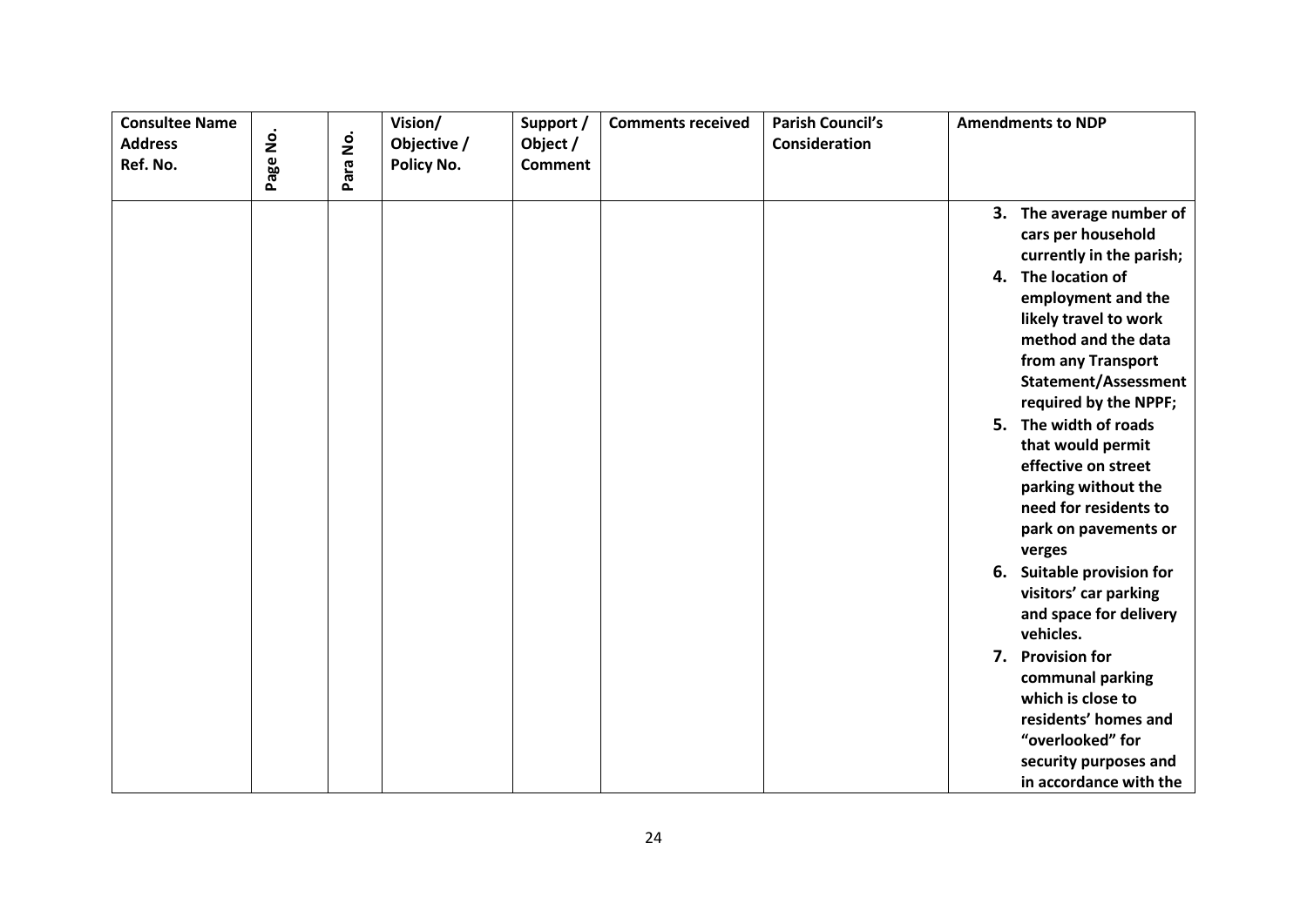| Consultee Name Address Ref. No. | Page No. | Para No. | Vision/ Objective / Policy No. | Support / Object / Comment | Comments received | Parish Council's Consideration | Amendments to NDP |
|---|---|---|---|---|---|---|---|
| | | | | | | | **3. The average number of cars per household currently in the parish;**<br>**4. The location of employment and the likely travel to work method and the data from any Transport Statement/Assessment required by the NPPF;**<br>**5. The width of roads that would permit effective on street parking without the need for residents to park on pavements or verges**<br>**6. Suitable provision for visitors' car parking and space for delivery vehicles.**<br>**7. Provision for communal parking which is close to residents' homes and "overlooked" for security purposes and in accordance with the** |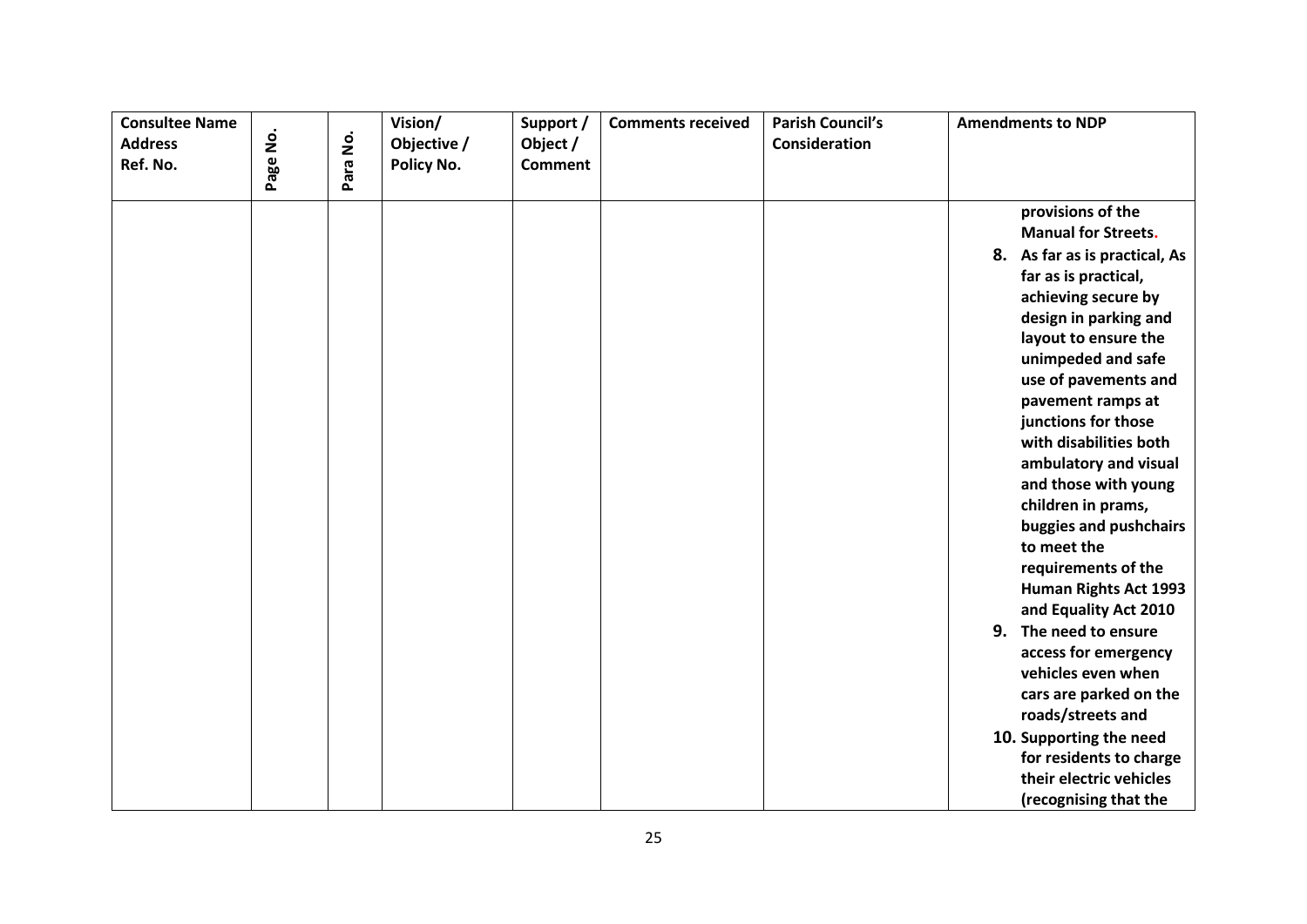| Consultee Name Address Ref. No. | Page No. | Para No. | Vision/ Objective / Policy No. | Support / Object / Comment | Comments received | Parish Council's Consideration | Amendments to NDP |
|---|---|---|---|---|---|---|---|
| | | | | | | | **provisions of the Manual for Streets.**<br>**8. As far as is practical, As far as is practical, achieving secure by design in parking and layout to ensure the unimpeded and safe use of pavements and pavement ramps at junctions for those with disabilities both ambulatory and visual and those with young children in prams, buggies and pushchairs to meet the requirements of the Human Rights Act 1993 and Equality Act 2010**<br>**9. The need to ensure access for emergency vehicles even when cars are parked on the roads/streets and**<br>**10. Supporting the need for residents to charge their electric vehicles (recognising that the** |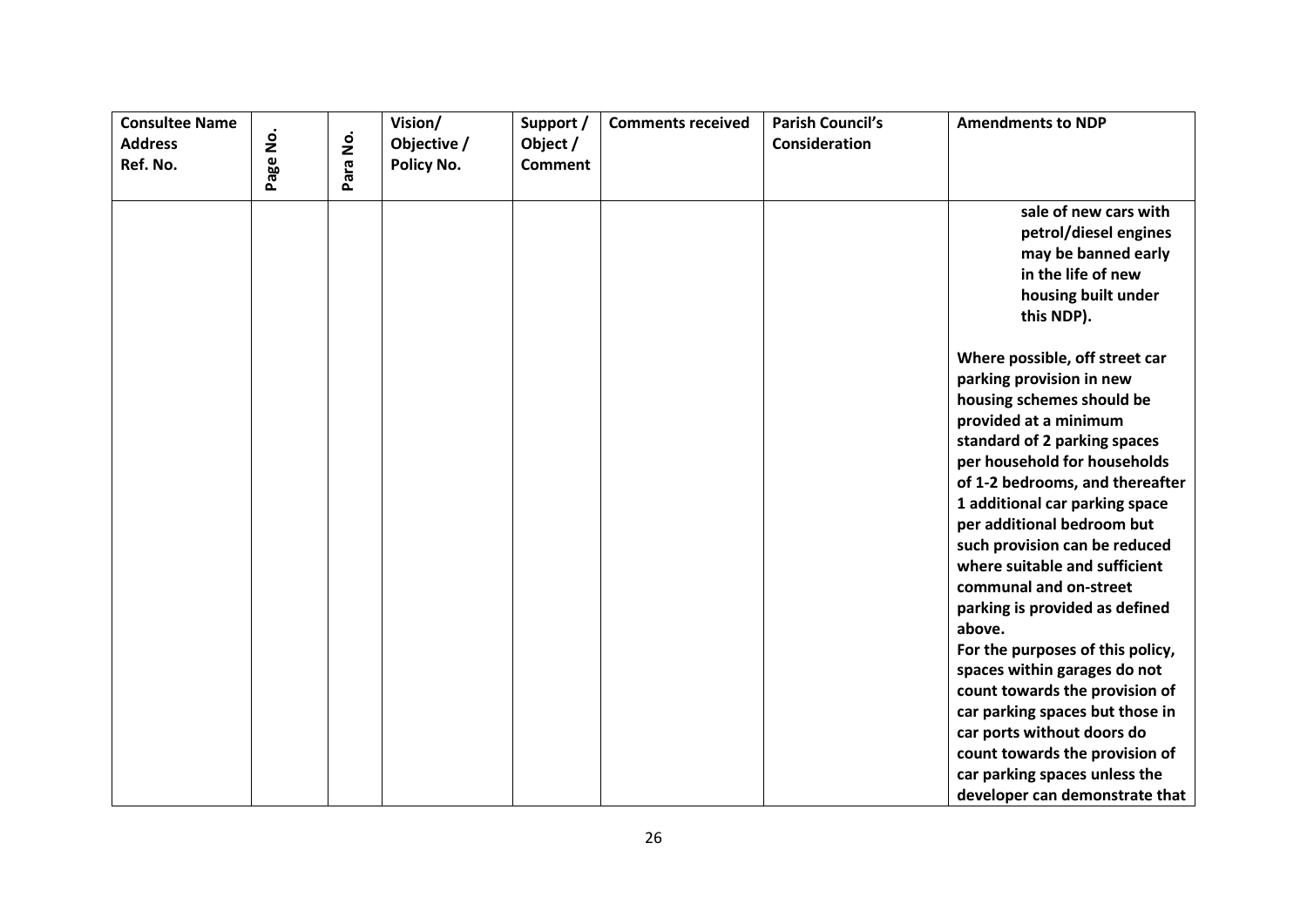| Consultee Name Address Ref. No. | Page No. | Para No. | Vision/ Objective / Policy No. | Support / Object / Comment | Comments received | Parish Council's Consideration | Amendments to NDP |
|---|---|---|---|---|---|---|---|
| | | | | | | | **sale of new cars with petrol/diesel engines may be banned early in the life of new housing built under this NDP).** <br><br> **Where possible, off street car parking provision in new housing schemes should be provided at a minimum standard of 2 parking spaces per household for households of 1-2 bedrooms, and thereafter 1 additional car parking space per additional bedroom but such provision can be reduced where suitable and sufficient communal and on-street parking is provided as defined above.** <br> **For the purposes of this policy, spaces within garages do not count towards the provision of car parking spaces but those in car ports without doors do count towards the provision of car parking spaces unless the developer can demonstrate that** |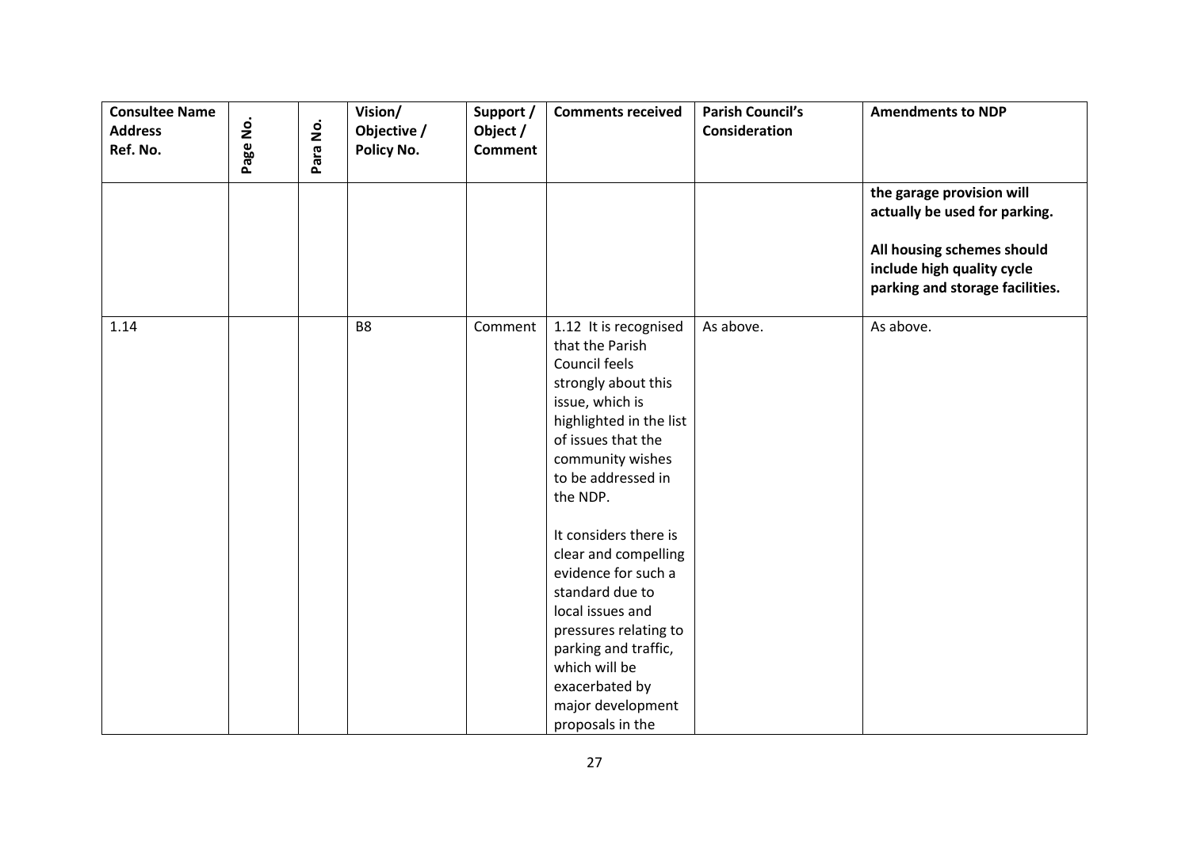| Consultee Name Address Ref. No. | Page No. | Para No. | Vision/ Objective / Policy No. | Support / Object / Comment | Comments received | Parish Council's Consideration | Amendments to NDP |
|---|---|---|---|---|---|---|---|
| | | | | | | | **the garage provision will actually be used for parking.** <br><br> **All housing schemes should include high quality cycle parking and storage facilities.** |
| 1.14 | | | B8 | Comment | 1.12 It is recognised that the Parish Council feels strongly about this issue, which is highlighted in the list of issues that the community wishes to be addressed in the NDP. <br><br> It considers there is clear and compelling evidence for such a standard due to local issues and pressures relating to parking and traffic, which will be exacerbated by major development proposals in the | As above. | As above. |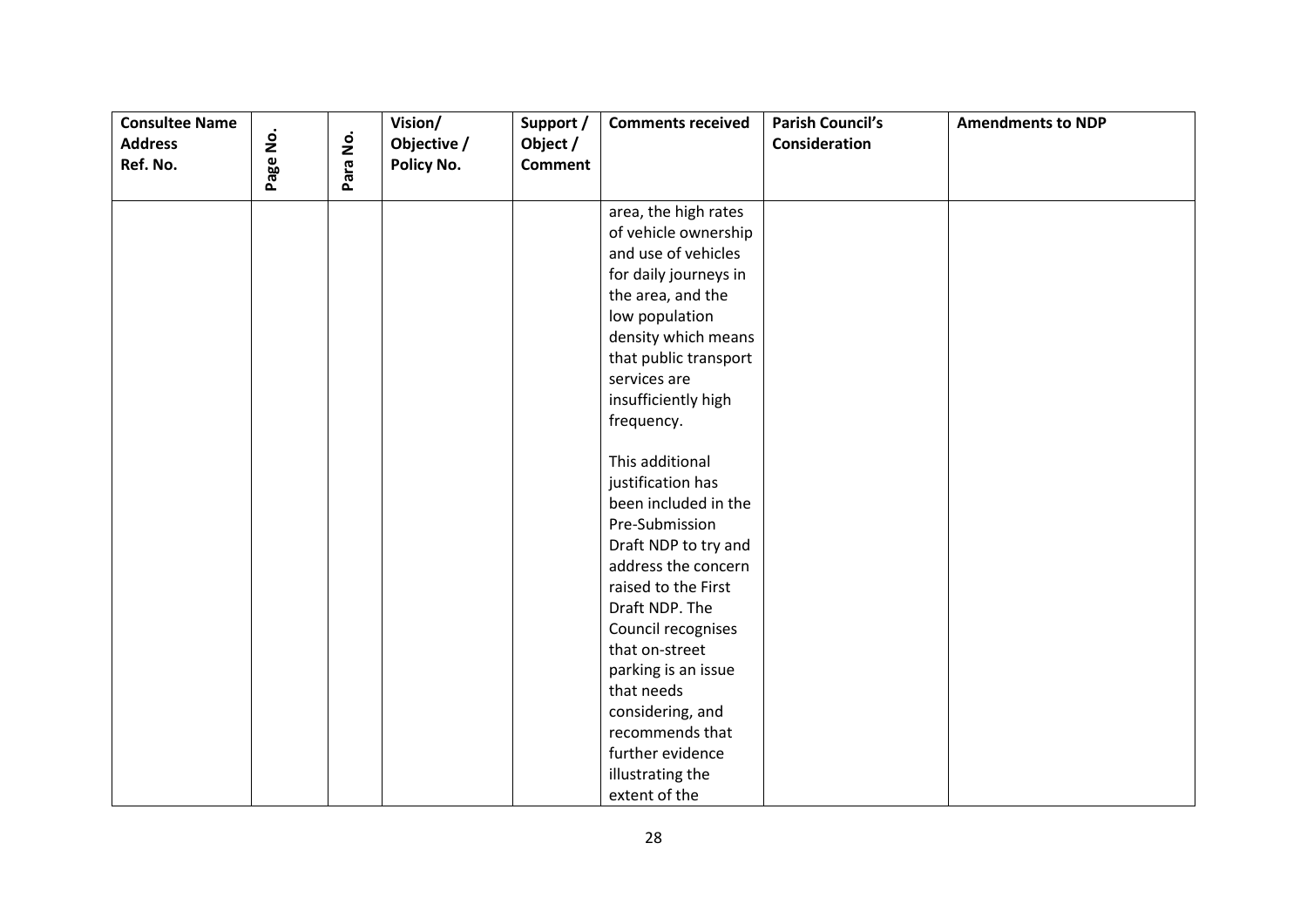| Consultee Name Address Ref. No. | Page No. | Para No. | Vision/ Objective / Policy No. | Support / Object / Comment | Comments received | Parish Council's Consideration | Amendments to NDP |
|---|---|---|---|---|---|---|---|
| | | | | | area, the high rates of vehicle ownership and use of vehicles for daily journeys in the area, and the low population density which means that public transport services are insufficiently high frequency.<br><br>This additional justification has been included in the Pre-Submission Draft NDP to try and address the concern raised to the First Draft NDP. The Council recognises that on-street parking is an issue that needs considering, and recommends that further evidence illustrating the extent of the | | |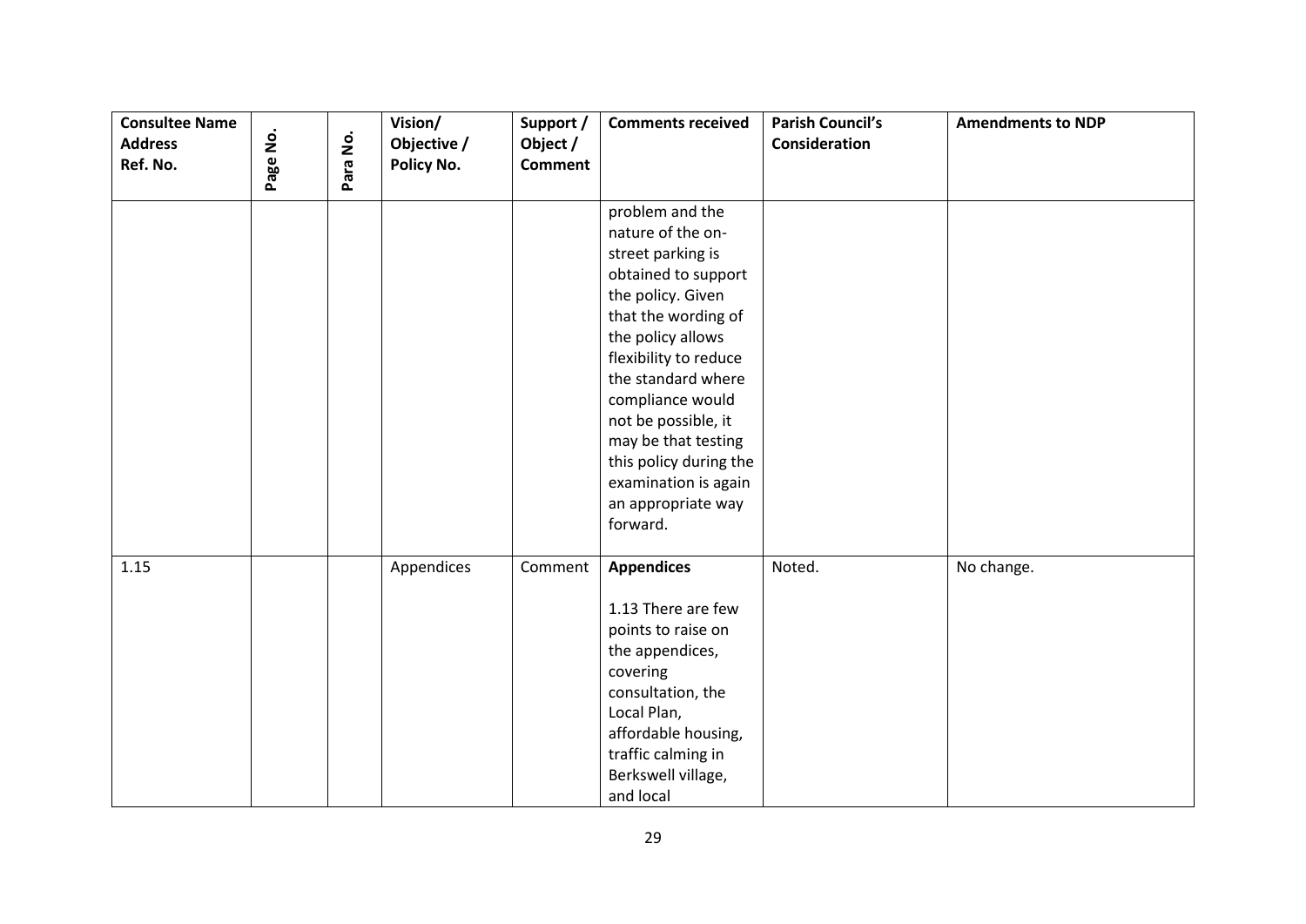| Consultee Name Address Ref. No. | Page No. | Para No. | Vision/ Objective / Policy No. | Support / Object / Comment | Comments received | Parish Council's Consideration | Amendments to NDP |
|---|---|---|---|---|---|---|---|
| | | | | | problem and the nature of the on-street parking is obtained to support the policy. Given that the wording of the policy allows flexibility to reduce the standard where compliance would not be possible, it may be that testing this policy during the examination is again an appropriate way forward. | | |
| 1.15 | | | Appendices | Comment | **Appendices**<br><br>1.13 There are few points to raise on the appendices, covering consultation, the Local Plan, affordable housing, traffic calming in Berkswell village, and local | Noted. | No change. |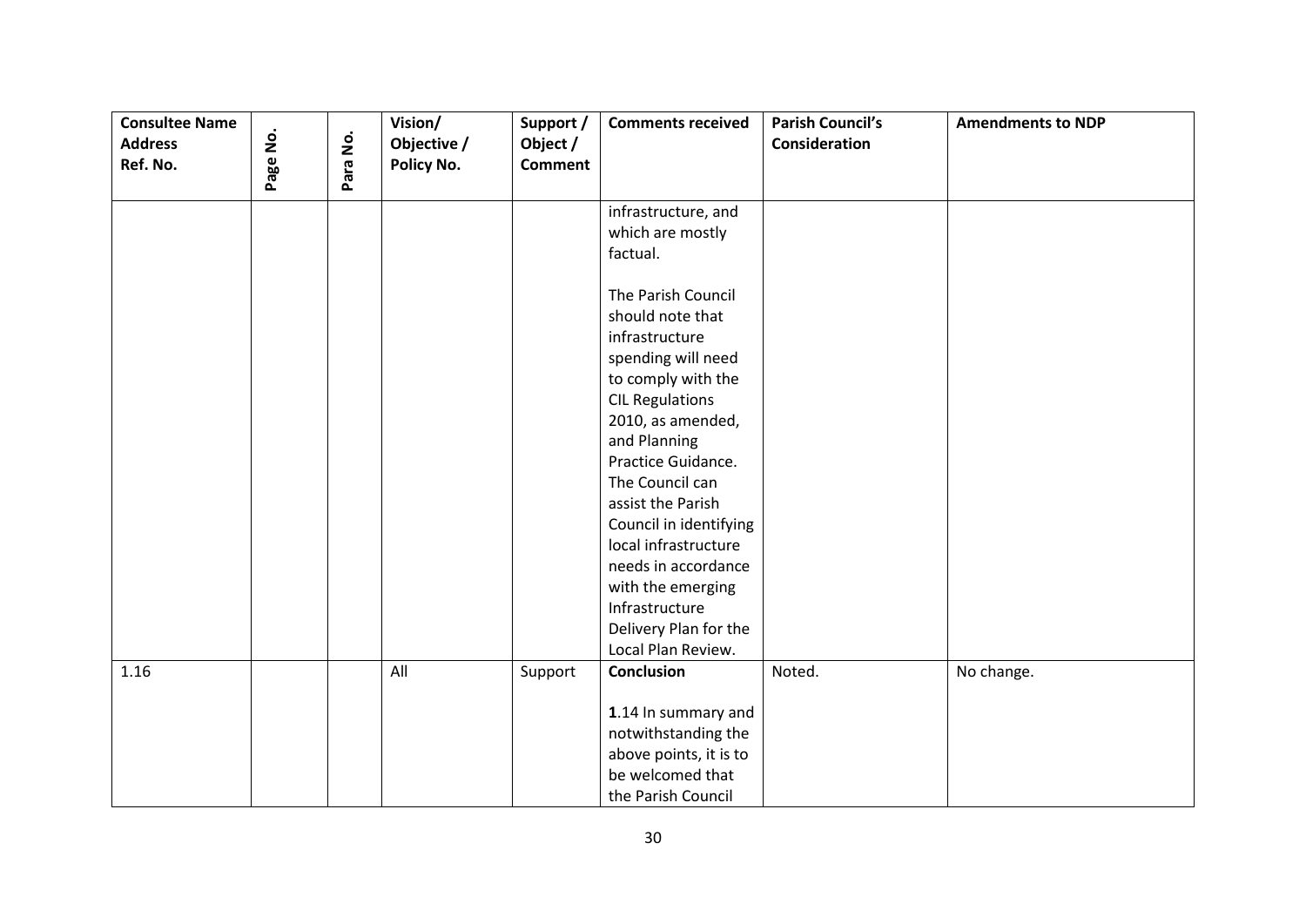| Consultee Name Address Ref. No. | Page No. | Para No. | Vision/ Objective / Policy No. | Support / Object / Comment | Comments received | Parish Council's Consideration | Amendments to NDP |
|---|---|---|---|---|---|---|---|
| | | | | | infrastructure, and which are mostly factual.<br><br>The Parish Council should note that infrastructure spending will need to comply with the CIL Regulations 2010, as amended, and Planning Practice Guidance. The Council can assist the Parish Council in identifying local infrastructure needs in accordance with the emerging Infrastructure Delivery Plan for the Local Plan Review. | | |
| 1.16 | | | All | Support | **Conclusion**<br><br>**1**.14 In summary and notwithstanding the above points, it is to be welcomed that the Parish Council | Noted. | No change. |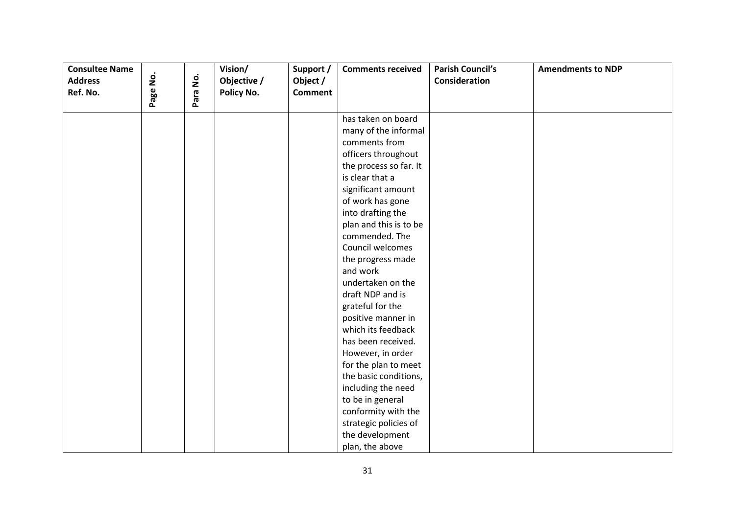| Consultee Name Address Ref. No. | Page No. | Para No. | Vision/ Objective / Policy No. | Support / Object / Comment | Comments received | Parish Council's Consideration | Amendments to NDP |
|---|---|---|---|---|---|---|---|
| | | | | | has taken on board many of the informal comments from officers throughout the process so far. It is clear that a significant amount of work has gone into drafting the plan and this is to be commended. The Council welcomes the progress made and work undertaken on the draft NDP and is grateful for the positive manner in which its feedback has been received. However, in order for the plan to meet the basic conditions, including the need to be in general conformity with the strategic policies of the development plan, the above | | |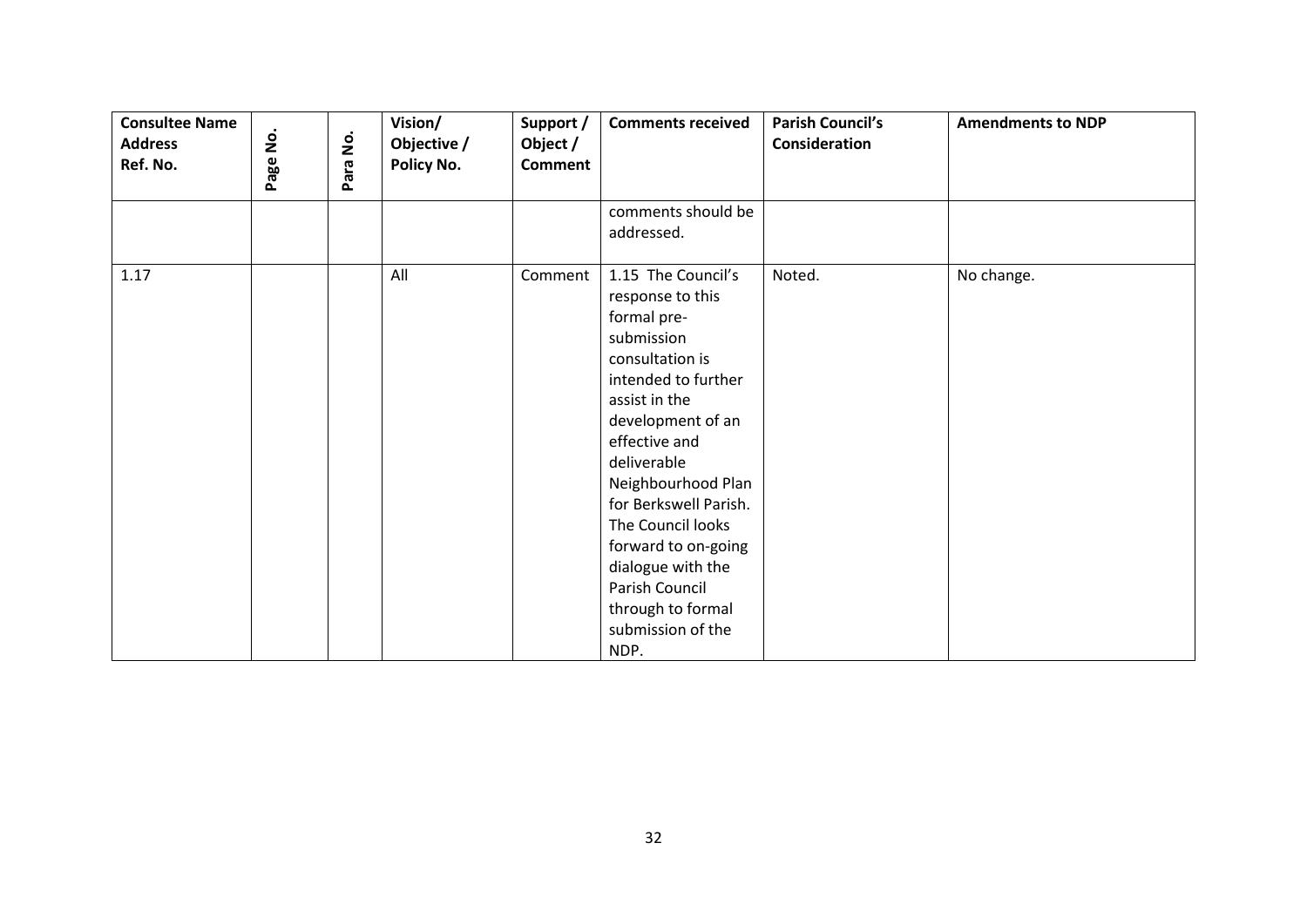| Consultee Name Address Ref. No. | Page No. | Para No. | Vision/ Objective / Policy No. | Support / Object / Comment | Comments received | Parish Council's Consideration | Amendments to NDP |
|---|---|---|---|---|---|---|---|
| | | | | | comments should be addressed. | | |
| 1.17 | | | All | Comment | 1.15 The Council's response to this formal pre-submission consultation is intended to further assist in the development of an effective and deliverable Neighbourhood Plan for Berkswell Parish. The Council looks forward to on-going dialogue with the Parish Council through to formal submission of the NDP. | Noted. | No change. |